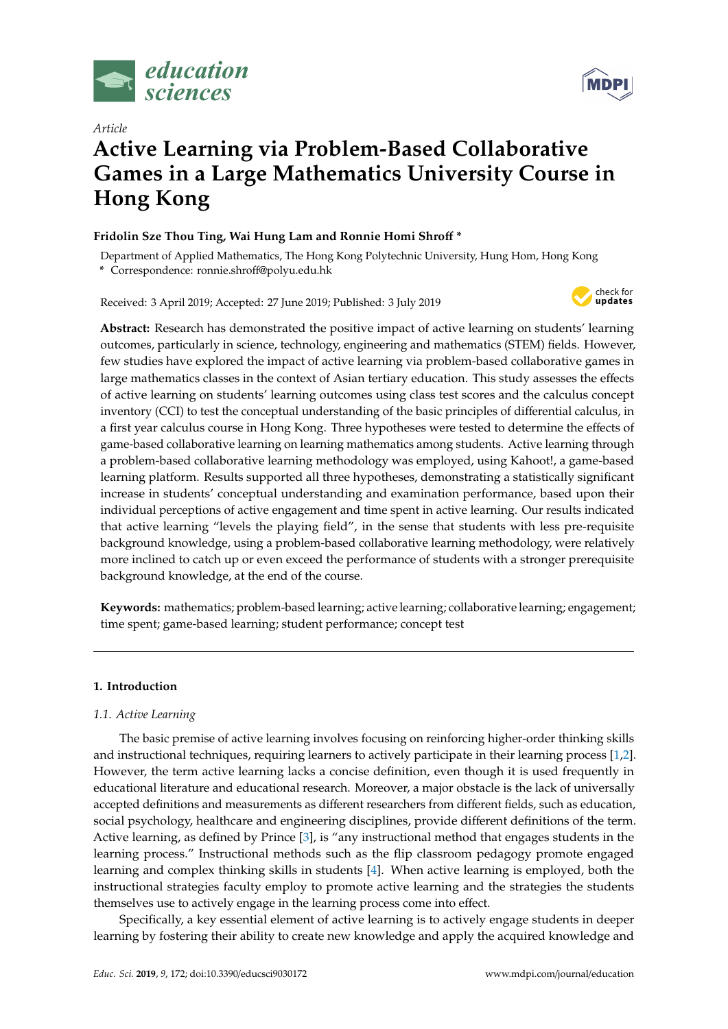*Article*

# Active Learning via Problem-Based Collaborative Games in a Large Mathematics University Course in Hong Kong

**Fridolin Sze Thou Ting, Wai Hung Lam and Ronnie Homi Shroff \***

Department of Applied Mathematics, The Hong Kong Polytechnic University, Hung Hom, Hong Kong
\* Correspondence: ronnie.shroff@polyu.edu.hk

Received: 3 April 2019; Accepted: 27 June 2019; Published: 3 July 2019

**Abstract:** Research has demonstrated the positive impact of active learning on students' learning outcomes, particularly in science, technology, engineering and mathematics (STEM) fields. However, few studies have explored the impact of active learning via problem-based collaborative games in large mathematics classes in the context of Asian tertiary education. This study assesses the effects of active learning on students' learning outcomes using class test scores and the calculus concept inventory (CCI) to test the conceptual understanding of the basic principles of differential calculus, in a first year calculus course in Hong Kong. Three hypotheses were tested to determine the effects of game-based collaborative learning on learning mathematics among students. Active learning through a problem-based collaborative learning methodology was employed, using Kahoot!, a game-based learning platform. Results supported all three hypotheses, demonstrating a statistically significant increase in students' conceptual understanding and examination performance, based upon their individual perceptions of active engagement and time spent in active learning. Our results indicated that active learning "levels the playing field", in the sense that students with less pre-requisite background knowledge, using a problem-based collaborative learning methodology, were relatively more inclined to catch up or even exceed the performance of students with a stronger prerequisite background knowledge, at the end of the course.

**Keywords:** mathematics; problem-based learning; active learning; collaborative learning; engagement; time spent; game-based learning; student performance; concept test

## 1. Introduction

### 1.1. Active Learning

The basic premise of active learning involves focusing on reinforcing higher-order thinking skills and instructional techniques, requiring learners to actively participate in their learning process [1,2]. However, the term active learning lacks a concise definition, even though it is used frequently in educational literature and educational research. Moreover, a major obstacle is the lack of universally accepted definitions and measurements as different researchers from different fields, such as education, social psychology, healthcare and engineering disciplines, provide different definitions of the term. Active learning, as defined by Prince [3], is "any instructional method that engages students in the learning process." Instructional methods such as the flip classroom pedagogy promote engaged learning and complex thinking skills in students [4]. When active learning is employed, both the instructional strategies faculty employ to promote active learning and the strategies the students themselves use to actively engage in the learning process come into effect.

Specifically, a key essential element of active learning is to actively engage students in deeper learning by fostering their ability to create new knowledge and apply the acquired knowledge and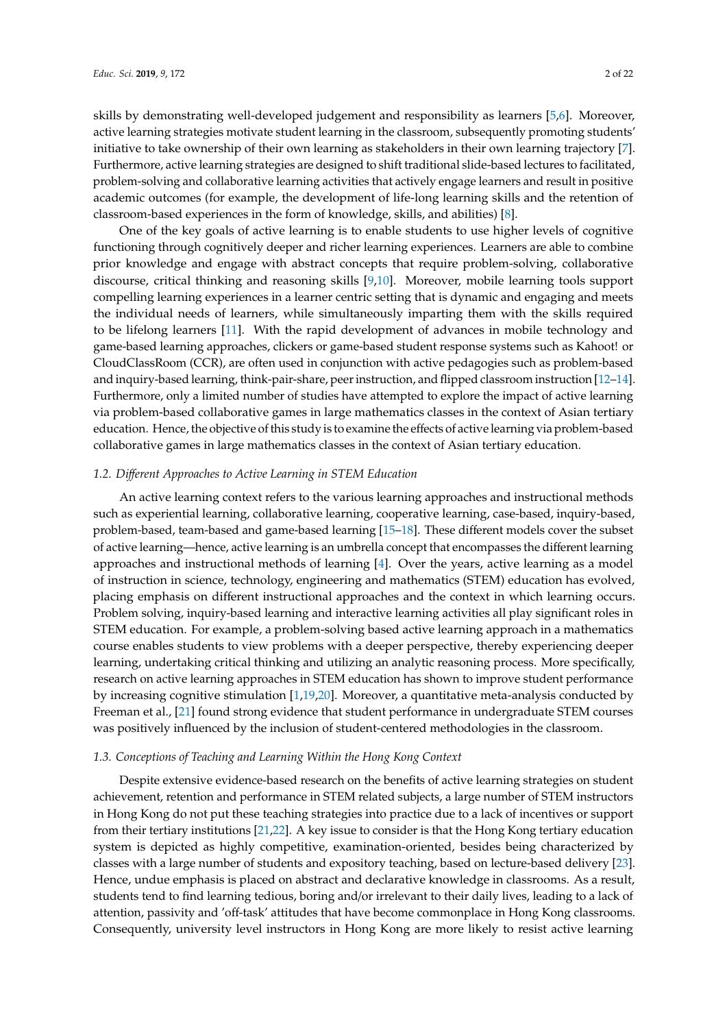skills by demonstrating well-developed judgement and responsibility as learners [5,6]. Moreover, active learning strategies motivate student learning in the classroom, subsequently promoting students' initiative to take ownership of their own learning as stakeholders in their own learning trajectory [7]. Furthermore, active learning strategies are designed to shift traditional slide-based lectures to facilitated, problem-solving and collaborative learning activities that actively engage learners and result in positive academic outcomes (for example, the development of life-long learning skills and the retention of classroom-based experiences in the form of knowledge, skills, and abilities) [8].

One of the key goals of active learning is to enable students to use higher levels of cognitive functioning through cognitively deeper and richer learning experiences. Learners are able to combine prior knowledge and engage with abstract concepts that require problem-solving, collaborative discourse, critical thinking and reasoning skills [9,10]. Moreover, mobile learning tools support compelling learning experiences in a learner centric setting that is dynamic and engaging and meets the individual needs of learners, while simultaneously imparting them with the skills required to be lifelong learners [11]. With the rapid development of advances in mobile technology and game-based learning approaches, clickers or game-based student response systems such as Kahoot! or CloudClassRoom (CCR), are often used in conjunction with active pedagogies such as problem-based and inquiry-based learning, think-pair-share, peer instruction, and flipped classroom instruction [12–14]. Furthermore, only a limited number of studies have attempted to explore the impact of active learning via problem-based collaborative games in large mathematics classes in the context of Asian tertiary education. Hence, the objective of this study is to examine the effects of active learning via problem-based collaborative games in large mathematics classes in the context of Asian tertiary education.

### *1.2. Different Approaches to Active Learning in STEM Education*

An active learning context refers to the various learning approaches and instructional methods such as experiential learning, collaborative learning, cooperative learning, case-based, inquiry-based, problem-based, team-based and game-based learning [15–18]. These different models cover the subset of active learning—hence, active learning is an umbrella concept that encompasses the different learning approaches and instructional methods of learning [4]. Over the years, active learning as a model of instruction in science, technology, engineering and mathematics (STEM) education has evolved, placing emphasis on different instructional approaches and the context in which learning occurs. Problem solving, inquiry-based learning and interactive learning activities all play significant roles in STEM education. For example, a problem-solving based active learning approach in a mathematics course enables students to view problems with a deeper perspective, thereby experiencing deeper learning, undertaking critical thinking and utilizing an analytic reasoning process. More specifically, research on active learning approaches in STEM education has shown to improve student performance by increasing cognitive stimulation [1,19,20]. Moreover, a quantitative meta-analysis conducted by Freeman et al., [21] found strong evidence that student performance in undergraduate STEM courses was positively influenced by the inclusion of student-centered methodologies in the classroom.

### *1.3. Conceptions of Teaching and Learning Within the Hong Kong Context*

Despite extensive evidence-based research on the benefits of active learning strategies on student achievement, retention and performance in STEM related subjects, a large number of STEM instructors in Hong Kong do not put these teaching strategies into practice due to a lack of incentives or support from their tertiary institutions [21,22]. A key issue to consider is that the Hong Kong tertiary education system is depicted as highly competitive, examination-oriented, besides being characterized by classes with a large number of students and expository teaching, based on lecture-based delivery [23]. Hence, undue emphasis is placed on abstract and declarative knowledge in classrooms. As a result, students tend to find learning tedious, boring and/or irrelevant to their daily lives, leading to a lack of attention, passivity and 'off-task' attitudes that have become commonplace in Hong Kong classrooms. Consequently, university level instructors in Hong Kong are more likely to resist active learning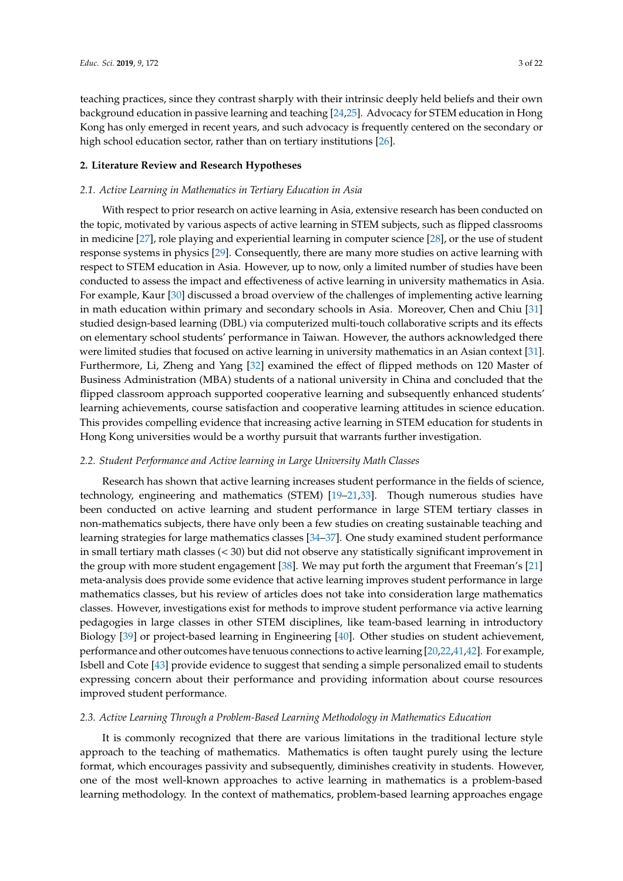teaching practices, since they contrast sharply with their intrinsic deeply held beliefs and their own background education in passive learning and teaching [24,25]. Advocacy for STEM education in Hong Kong has only emerged in recent years, and such advocacy is frequently centered on the secondary or high school education sector, rather than on tertiary institutions [26].

## 2. Literature Review and Research Hypotheses

### *2.1. Active Learning in Mathematics in Tertiary Education in Asia*

With respect to prior research on active learning in Asia, extensive research has been conducted on the topic, motivated by various aspects of active learning in STEM subjects, such as flipped classrooms in medicine [27], role playing and experiential learning in computer science [28], or the use of student response systems in physics [29]. Consequently, there are many more studies on active learning with respect to STEM education in Asia. However, up to now, only a limited number of studies have been conducted to assess the impact and effectiveness of active learning in university mathematics in Asia. For example, Kaur [30] discussed a broad overview of the challenges of implementing active learning in math education within primary and secondary schools in Asia. Moreover, Chen and Chiu [31] studied design-based learning (DBL) via computerized multi-touch collaborative scripts and its effects on elementary school students' performance in Taiwan. However, the authors acknowledged there were limited studies that focused on active learning in university mathematics in an Asian context [31]. Furthermore, Li, Zheng and Yang [32] examined the effect of flipped methods on 120 Master of Business Administration (MBA) students of a national university in China and concluded that the flipped classroom approach supported cooperative learning and subsequently enhanced students' learning achievements, course satisfaction and cooperative learning attitudes in science education. This provides compelling evidence that increasing active learning in STEM education for students in Hong Kong universities would be a worthy pursuit that warrants further investigation.

### *2.2. Student Performance and Active learning in Large University Math Classes*

Research has shown that active learning increases student performance in the fields of science, technology, engineering and mathematics (STEM) [19–21,33]. Though numerous studies have been conducted on active learning and student performance in large STEM tertiary classes in non-mathematics subjects, there have only been a few studies on creating sustainable teaching and learning strategies for large mathematics classes [34–37]. One study examined student performance in small tertiary math classes (< 30) but did not observe any statistically significant improvement in the group with more student engagement [38]. We may put forth the argument that Freeman's [21] meta-analysis does provide some evidence that active learning improves student performance in large mathematics classes, but his review of articles does not take into consideration large mathematics classes. However, investigations exist for methods to improve student performance via active learning pedagogies in large classes in other STEM disciplines, like team-based learning in introductory Biology [39] or project-based learning in Engineering [40]. Other studies on student achievement, performance and other outcomes have tenuous connections to active learning [20,22,41,42]. For example, Isbell and Cote [43] provide evidence to suggest that sending a simple personalized email to students expressing concern about their performance and providing information about course resources improved student performance.

### *2.3. Active Learning Through a Problem-Based Learning Methodology in Mathematics Education*

It is commonly recognized that there are various limitations in the traditional lecture style approach to the teaching of mathematics. Mathematics is often taught purely using the lecture format, which encourages passivity and subsequently, diminishes creativity in students. However, one of the most well-known approaches to active learning in mathematics is a problem-based learning methodology. In the context of mathematics, problem-based learning approaches engage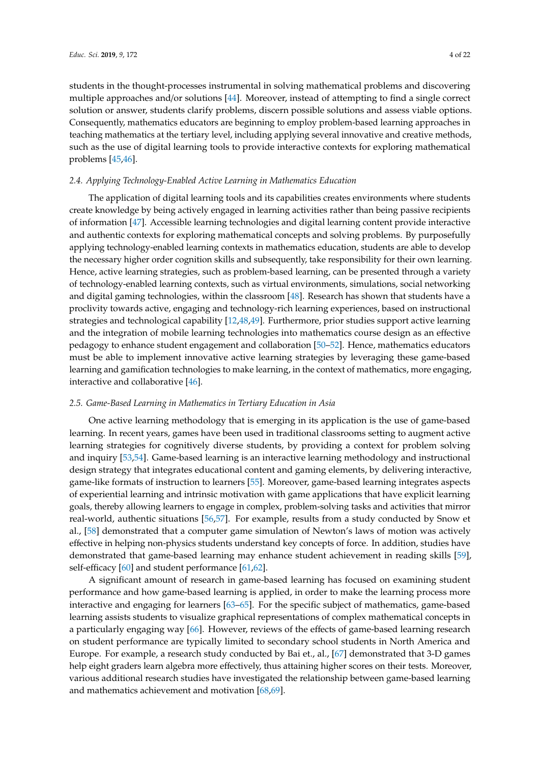students in the thought-processes instrumental in solving mathematical problems and discovering multiple approaches and/or solutions [44]. Moreover, instead of attempting to find a single correct solution or answer, students clarify problems, discern possible solutions and assess viable options. Consequently, mathematics educators are beginning to employ problem-based learning approaches in teaching mathematics at the tertiary level, including applying several innovative and creative methods, such as the use of digital learning tools to provide interactive contexts for exploring mathematical problems [45,46].

### *2.4. Applying Technology-Enabled Active Learning in Mathematics Education*

The application of digital learning tools and its capabilities creates environments where students create knowledge by being actively engaged in learning activities rather than being passive recipients of information [47]. Accessible learning technologies and digital learning content provide interactive and authentic contexts for exploring mathematical concepts and solving problems. By purposefully applying technology-enabled learning contexts in mathematics education, students are able to develop the necessary higher order cognition skills and subsequently, take responsibility for their own learning. Hence, active learning strategies, such as problem-based learning, can be presented through a variety of technology-enabled learning contexts, such as virtual environments, simulations, social networking and digital gaming technologies, within the classroom [48]. Research has shown that students have a proclivity towards active, engaging and technology-rich learning experiences, based on instructional strategies and technological capability [12,48,49]. Furthermore, prior studies support active learning and the integration of mobile learning technologies into mathematics course design as an effective pedagogy to enhance student engagement and collaboration [50–52]. Hence, mathematics educators must be able to implement innovative active learning strategies by leveraging these game-based learning and gamification technologies to make learning, in the context of mathematics, more engaging, interactive and collaborative [46].

### *2.5. Game-Based Learning in Mathematics in Tertiary Education in Asia*

One active learning methodology that is emerging in its application is the use of game-based learning. In recent years, games have been used in traditional classrooms setting to augment active learning strategies for cognitively diverse students, by providing a context for problem solving and inquiry [53,54]. Game-based learning is an interactive learning methodology and instructional design strategy that integrates educational content and gaming elements, by delivering interactive, game-like formats of instruction to learners [55]. Moreover, game-based learning integrates aspects of experiential learning and intrinsic motivation with game applications that have explicit learning goals, thereby allowing learners to engage in complex, problem-solving tasks and activities that mirror real-world, authentic situations [56,57]. For example, results from a study conducted by Snow et al., [58] demonstrated that a computer game simulation of Newton's laws of motion was actively effective in helping non-physics students understand key concepts of force. In addition, studies have demonstrated that game-based learning may enhance student achievement in reading skills [59], self-efficacy [60] and student performance [61,62].

A significant amount of research in game-based learning has focused on examining student performance and how game-based learning is applied, in order to make the learning process more interactive and engaging for learners [63–65]. For the specific subject of mathematics, game-based learning assists students to visualize graphical representations of complex mathematical concepts in a particularly engaging way [66]. However, reviews of the effects of game-based learning research on student performance are typically limited to secondary school students in North America and Europe. For example, a research study conducted by Bai et., al., [67] demonstrated that 3-D games help eight graders learn algebra more effectively, thus attaining higher scores on their tests. Moreover, various additional research studies have investigated the relationship between game-based learning and mathematics achievement and motivation [68,69].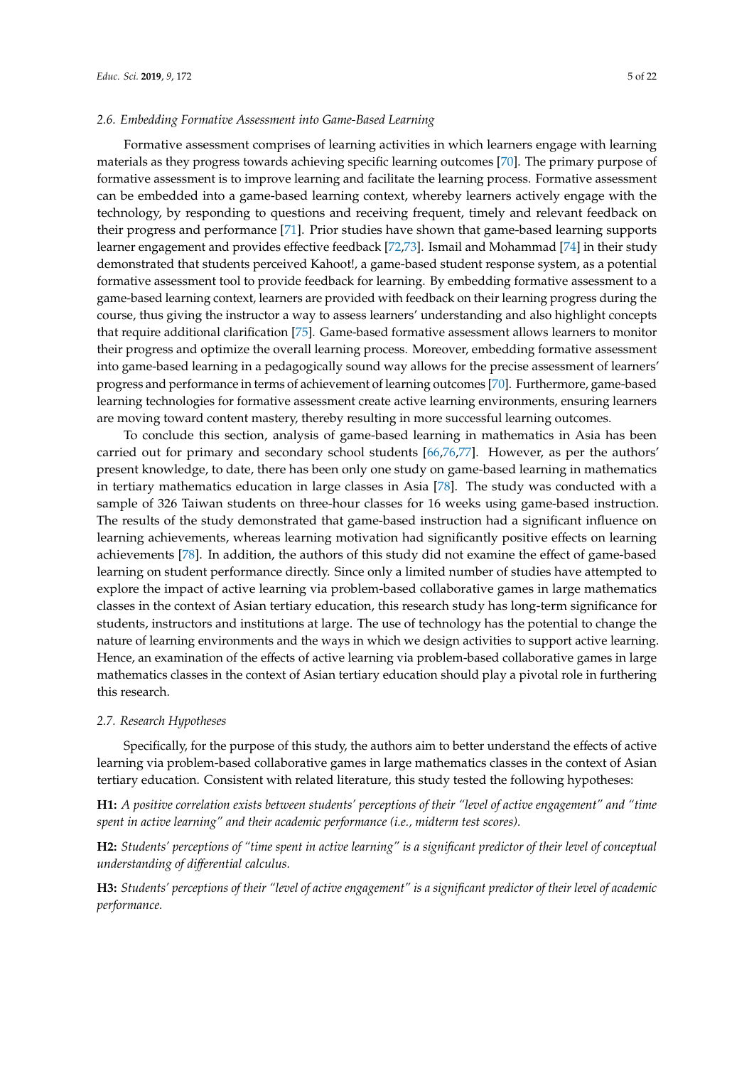### 2.6. Embedding Formative Assessment into Game-Based Learning

Formative assessment comprises of learning activities in which learners engage with learning materials as they progress towards achieving specific learning outcomes [70]. The primary purpose of formative assessment is to improve learning and facilitate the learning process. Formative assessment can be embedded into a game-based learning context, whereby learners actively engage with the technology, by responding to questions and receiving frequent, timely and relevant feedback on their progress and performance [71]. Prior studies have shown that game-based learning supports learner engagement and provides effective feedback [72,73]. Ismail and Mohammad [74] in their study demonstrated that students perceived Kahoot!, a game-based student response system, as a potential formative assessment tool to provide feedback for learning. By embedding formative assessment to a game-based learning context, learners are provided with feedback on their learning progress during the course, thus giving the instructor a way to assess learners' understanding and also highlight concepts that require additional clarification [75]. Game-based formative assessment allows learners to monitor their progress and optimize the overall learning process. Moreover, embedding formative assessment into game-based learning in a pedagogically sound way allows for the precise assessment of learners' progress and performance in terms of achievement of learning outcomes [70]. Furthermore, game-based learning technologies for formative assessment create active learning environments, ensuring learners are moving toward content mastery, thereby resulting in more successful learning outcomes.

To conclude this section, analysis of game-based learning in mathematics in Asia has been carried out for primary and secondary school students [66,76,77]. However, as per the authors' present knowledge, to date, there has been only one study on game-based learning in mathematics in tertiary mathematics education in large classes in Asia [78]. The study was conducted with a sample of 326 Taiwan students on three-hour classes for 16 weeks using game-based instruction. The results of the study demonstrated that game-based instruction had a significant influence on learning achievements, whereas learning motivation had significantly positive effects on learning achievements [78]. In addition, the authors of this study did not examine the effect of game-based learning on student performance directly. Since only a limited number of studies have attempted to explore the impact of active learning via problem-based collaborative games in large mathematics classes in the context of Asian tertiary education, this research study has long-term significance for students, instructors and institutions at large. The use of technology has the potential to change the nature of learning environments and the ways in which we design activities to support active learning. Hence, an examination of the effects of active learning via problem-based collaborative games in large mathematics classes in the context of Asian tertiary education should play a pivotal role in furthering this research.

### 2.7. Research Hypotheses

Specifically, for the purpose of this study, the authors aim to better understand the effects of active learning via problem-based collaborative games in large mathematics classes in the context of Asian tertiary education. Consistent with related literature, this study tested the following hypotheses:

**H1:** *A positive correlation exists between students' perceptions of their "level of active engagement" and "time spent in active learning" and their academic performance (i.e., midterm test scores).*

**H2:** *Students' perceptions of "time spent in active learning" is a significant predictor of their level of conceptual understanding of differential calculus.*

**H3:** *Students' perceptions of their "level of active engagement" is a significant predictor of their level of academic performance.*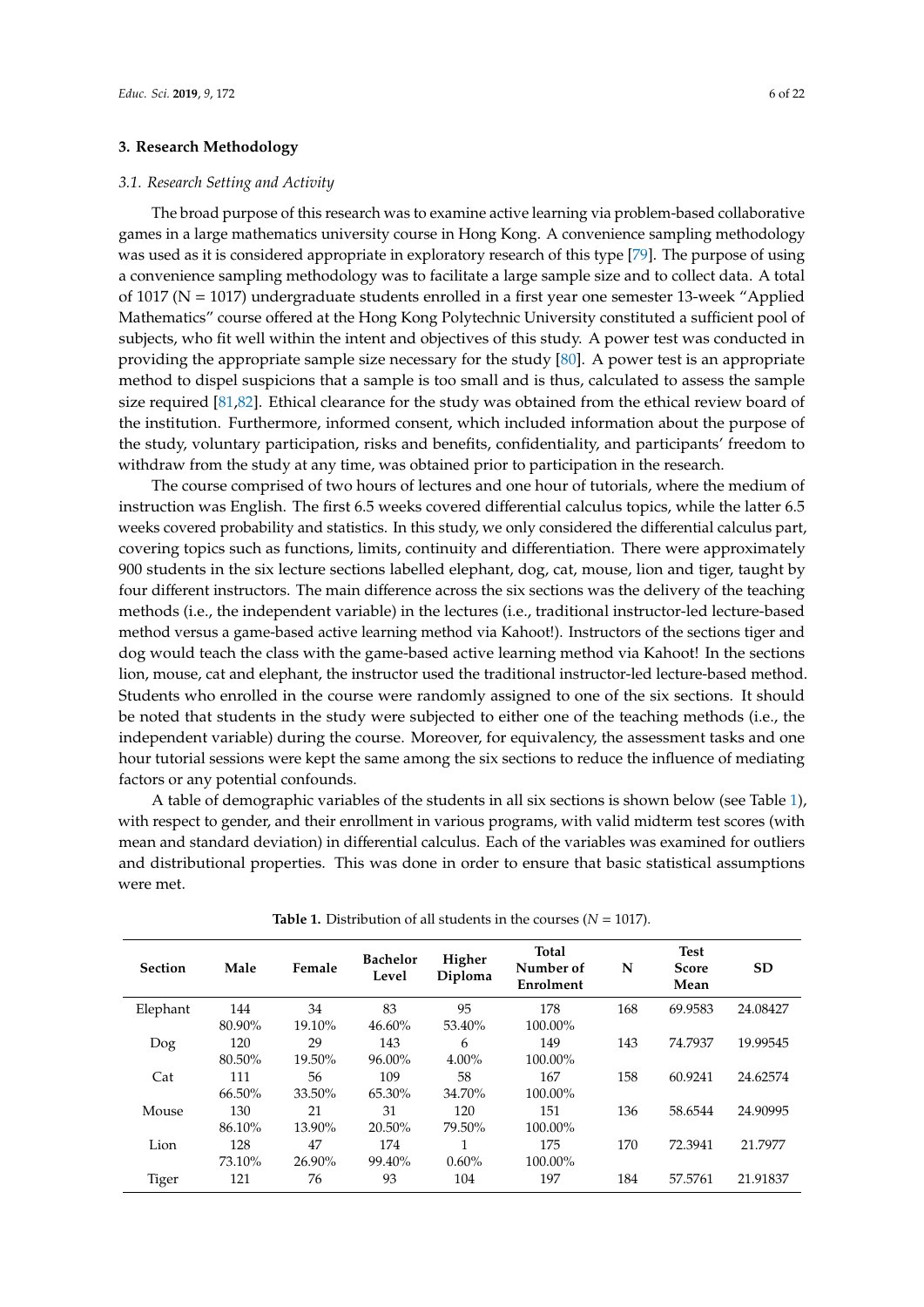## 3. Research Methodology

### 3.1. Research Setting and Activity

The broad purpose of this research was to examine active learning via problem-based collaborative games in a large mathematics university course in Hong Kong. A convenience sampling methodology was used as it is considered appropriate in exploratory research of this type [79]. The purpose of using a convenience sampling methodology was to facilitate a large sample size and to collect data. A total of 1017 (N = 1017) undergraduate students enrolled in a first year one semester 13-week "Applied Mathematics" course offered at the Hong Kong Polytechnic University constituted a sufficient pool of subjects, who fit well within the intent and objectives of this study. A power test was conducted in providing the appropriate sample size necessary for the study [80]. A power test is an appropriate method to dispel suspicions that a sample is too small and is thus, calculated to assess the sample size required [81,82]. Ethical clearance for the study was obtained from the ethical review board of the institution. Furthermore, informed consent, which included information about the purpose of the study, voluntary participation, risks and benefits, confidentiality, and participants' freedom to withdraw from the study at any time, was obtained prior to participation in the research.

The course comprised of two hours of lectures and one hour of tutorials, where the medium of instruction was English. The first 6.5 weeks covered differential calculus topics, while the latter 6.5 weeks covered probability and statistics. In this study, we only considered the differential calculus part, covering topics such as functions, limits, continuity and differentiation. There were approximately 900 students in the six lecture sections labelled elephant, dog, cat, mouse, lion and tiger, taught by four different instructors. The main difference across the six sections was the delivery of the teaching methods (i.e., the independent variable) in the lectures (i.e., traditional instructor-led lecture-based method versus a game-based active learning method via Kahoot!). Instructors of the sections tiger and dog would teach the class with the game-based active learning method via Kahoot! In the sections lion, mouse, cat and elephant, the instructor used the traditional instructor-led lecture-based method. Students who enrolled in the course were randomly assigned to one of the six sections. It should be noted that students in the study were subjected to either one of the teaching methods (i.e., the independent variable) during the course. Moreover, for equivalency, the assessment tasks and one hour tutorial sessions were kept the same among the six sections to reduce the influence of mediating factors or any potential confounds.

A table of demographic variables of the students in all six sections is shown below (see Table 1), with respect to gender, and their enrollment in various programs, with valid midterm test scores (with mean and standard deviation) in differential calculus. Each of the variables was examined for outliers and distributional properties. This was done in order to ensure that basic statistical assumptions were met.

**Table 1.** Distribution of all students in the courses (N = 1017).

| Section | Male | Female | Bachelor Level | Higher Diploma | Total Number of Enrolment | N | Test Score Mean | SD |
|---|---|---|---|---|---|---|---|---|
| Elephant | 144<br>80.90% | 34<br>19.10% | 83<br>46.60% | 95<br>53.40% | 178<br>100.00% | 168 | 69.9583 | 24.08427 |
| Dog | 120<br>80.50% | 29<br>19.50% | 143<br>96.00% | 6<br>4.00% | 149<br>100.00% | 143 | 74.7937 | 19.99545 |
| Cat | 111<br>66.50% | 56<br>33.50% | 109<br>65.30% | 58<br>34.70% | 167<br>100.00% | 158 | 60.9241 | 24.62574 |
| Mouse | 130<br>86.10% | 21<br>13.90% | 31<br>20.50% | 120<br>79.50% | 151<br>100.00% | 136 | 58.6544 | 24.90995 |
| Lion | 128<br>73.10% | 47<br>26.90% | 174<br>99.40% | 1<br>0.60% | 175<br>100.00% | 170 | 72.3941 | 21.7977 |
| Tiger | 121 | 76 | 93 | 104 | 197 | 184 | 57.5761 | 21.91837 |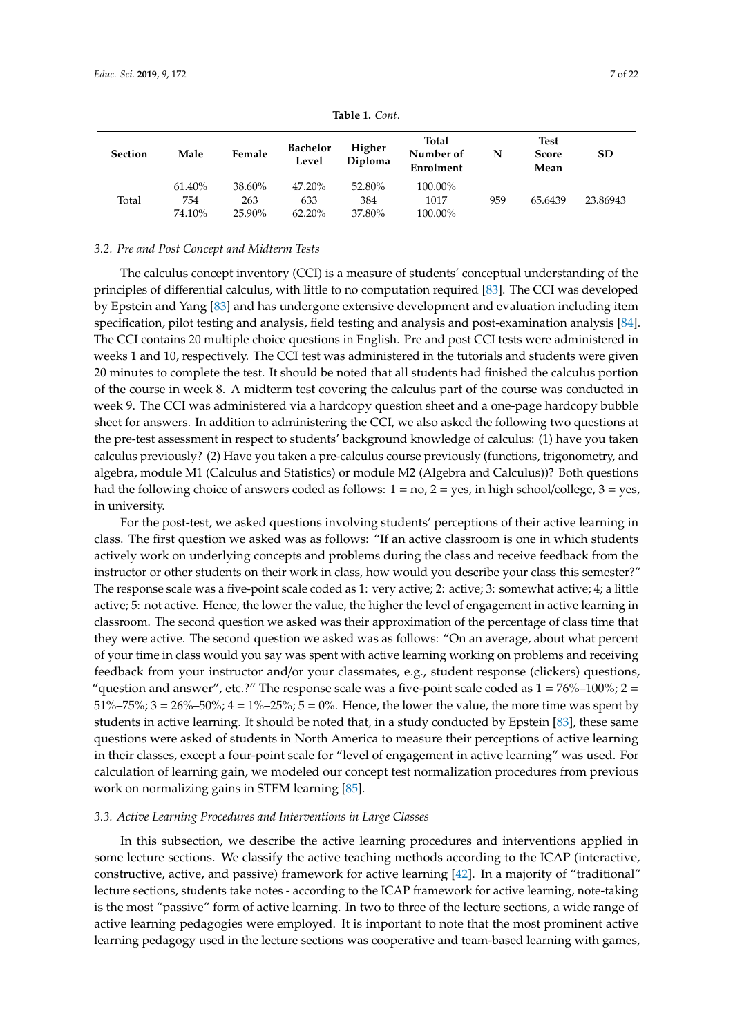**Table 1.** *Cont.*

| Section | Male | Female | Bachelor Level | Higher Diploma | Total Number of Enrolment | N | Test Score Mean | SD |
|---|---|---|---|---|---|---|---|---|
| Total | 61.40%<br>754<br>74.10% | 38.60%<br>263<br>25.90% | 47.20%<br>633<br>62.20% | 52.80%<br>384<br>37.80% | 100.00%<br>1017<br>100.00% | 959 | 65.6439 | 23.86943 |

### *3.2. Pre and Post Concept and Midterm Tests*

The calculus concept inventory (CCI) is a measure of students' conceptual understanding of the principles of differential calculus, with little to no computation required [83]. The CCI was developed by Epstein and Yang [83] and has undergone extensive development and evaluation including item specification, pilot testing and analysis, field testing and analysis and post-examination analysis [84]. The CCI contains 20 multiple choice questions in English. Pre and post CCI tests were administered in weeks 1 and 10, respectively. The CCI test was administered in the tutorials and students were given 20 minutes to complete the test. It should be noted that all students had finished the calculus portion of the course in week 8. A midterm test covering the calculus part of the course was conducted in week 9. The CCI was administered via a hardcopy question sheet and a one-page hardcopy bubble sheet for answers. In addition to administering the CCI, we also asked the following two questions at the pre-test assessment in respect to students' background knowledge of calculus: (1) have you taken calculus previously? (2) Have you taken a pre-calculus course previously (functions, trigonometry, and algebra, module M1 (Calculus and Statistics) or module M2 (Algebra and Calculus))? Both questions had the following choice of answers coded as follows: 1 = no, 2 = yes, in high school/college, 3 = yes, in university.

For the post-test, we asked questions involving students' perceptions of their active learning in class. The first question we asked was as follows: "If an active classroom is one in which students actively work on underlying concepts and problems during the class and receive feedback from the instructor or other students on their work in class, how would you describe your class this semester?" The response scale was a five-point scale coded as 1: very active; 2: active; 3: somewhat active; 4; a little active; 5: not active. Hence, the lower the value, the higher the level of engagement in active learning in classroom. The second question we asked was their approximation of the percentage of class time that they were active. The second question we asked was as follows: "On an average, about what percent of your time in class would you say was spent with active learning working on problems and receiving feedback from your instructor and/or your classmates, e.g., student response (clickers) questions, "question and answer", etc.?" The response scale was a five-point scale coded as 1 = 76%–100%; 2 = 51%–75%; 3 = 26%–50%; 4 = 1%–25%; 5 = 0%. Hence, the lower the value, the more time was spent by students in active learning. It should be noted that, in a study conducted by Epstein [83], these same questions were asked of students in North America to measure their perceptions of active learning in their classes, except a four-point scale for "level of engagement in active learning" was used. For calculation of learning gain, we modeled our concept test normalization procedures from previous work on normalizing gains in STEM learning [85].

### *3.3. Active Learning Procedures and Interventions in Large Classes*

In this subsection, we describe the active learning procedures and interventions applied in some lecture sections. We classify the active teaching methods according to the ICAP (interactive, constructive, active, and passive) framework for active learning [42]. In a majority of "traditional" lecture sections, students take notes - according to the ICAP framework for active learning, note-taking is the most "passive" form of active learning. In two to three of the lecture sections, a wide range of active learning pedagogies were employed. It is important to note that the most prominent active learning pedagogy used in the lecture sections was cooperative and team-based learning with games,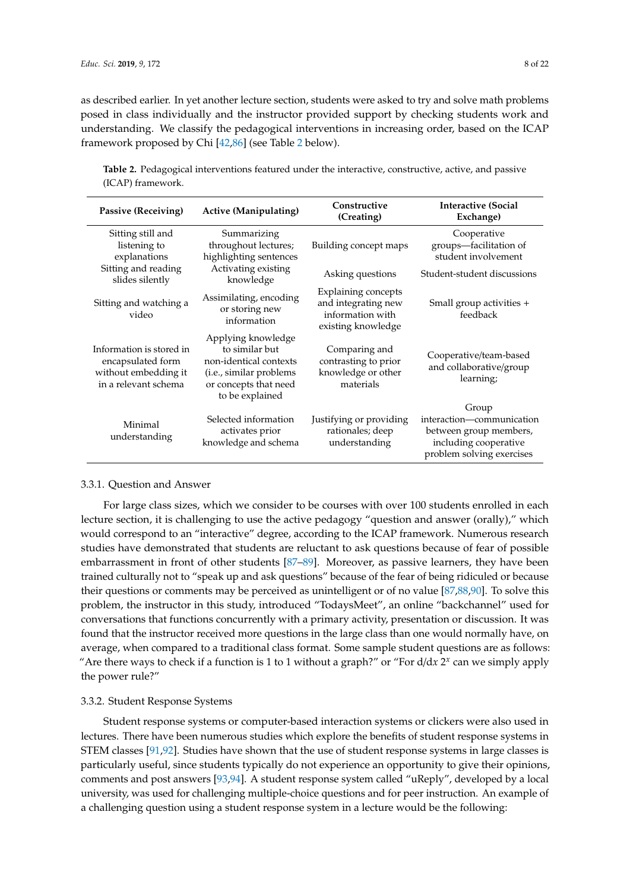as described earlier. In yet another lecture section, students were asked to try and solve math problems posed in class individually and the instructor provided support by checking students work and understanding. We classify the pedagogical interventions in increasing order, based on the ICAP framework proposed by Chi [42,86] (see Table 2 below).

**Table 2.** Pedagogical interventions featured under the interactive, constructive, active, and passive (ICAP) framework.

| Passive (Receiving) | Active (Manipulating) | Constructive (Creating) | Interactive (Social Exchange) |
|---|---|---|---|
| Sitting still and listening to explanations | Summarizing throughout lectures; highlighting sentences | Building concept maps | Cooperative groups—facilitation of student involvement |
| Sitting and reading slides silently | Activating existing knowledge | Asking questions | Student-student discussions |
| Sitting and watching a video | Assimilating, encoding or storing new information | Explaining concepts and integrating new information with existing knowledge | Small group activities + feedback |
| Information is stored in encapsulated form without embedding it in a relevant schema | Applying knowledge to similar but non-identical contexts (i.e., similar problems or concepts that need to be explained | Comparing and contrasting to prior knowledge or other materials | Cooperative/team-based and collaborative/group learning; |
| Minimal understanding | Selected information activates prior knowledge and schema | Justifying or providing rationales; deep understanding | Group interaction—communication between group members, including cooperative problem solving exercises |

### 3.3.1. Question and Answer

For large class sizes, which we consider to be courses with over 100 students enrolled in each lecture section, it is challenging to use the active pedagogy "question and answer (orally)," which would correspond to an "interactive" degree, according to the ICAP framework. Numerous research studies have demonstrated that students are reluctant to ask questions because of fear of possible embarrassment in front of other students [87–89]. Moreover, as passive learners, they have been trained culturally not to "speak up and ask questions" because of the fear of being ridiculed or because their questions or comments may be perceived as unintelligent or of no value [87,88,90]. To solve this problem, the instructor in this study, introduced "TodaysMeet", an online "backchannel" used for conversations that functions concurrently with a primary activity, presentation or discussion. It was found that the instructor received more questions in the large class than one would normally have, on average, when compared to a traditional class format. Some sample student questions are as follows: "Are there ways to check if a function is 1 to 1 without a graph?" or "For $d/dx\ 2^x$ can we simply apply the power rule?"

### 3.3.2. Student Response Systems

Student response systems or computer-based interaction systems or clickers were also used in lectures. There have been numerous studies which explore the benefits of student response systems in STEM classes [91,92]. Studies have shown that the use of student response systems in large classes is particularly useful, since students typically do not experience an opportunity to give their opinions, comments and post answers [93,94]. A student response system called "uReply", developed by a local university, was used for challenging multiple-choice questions and for peer instruction. An example of a challenging question using a student response system in a lecture would be the following: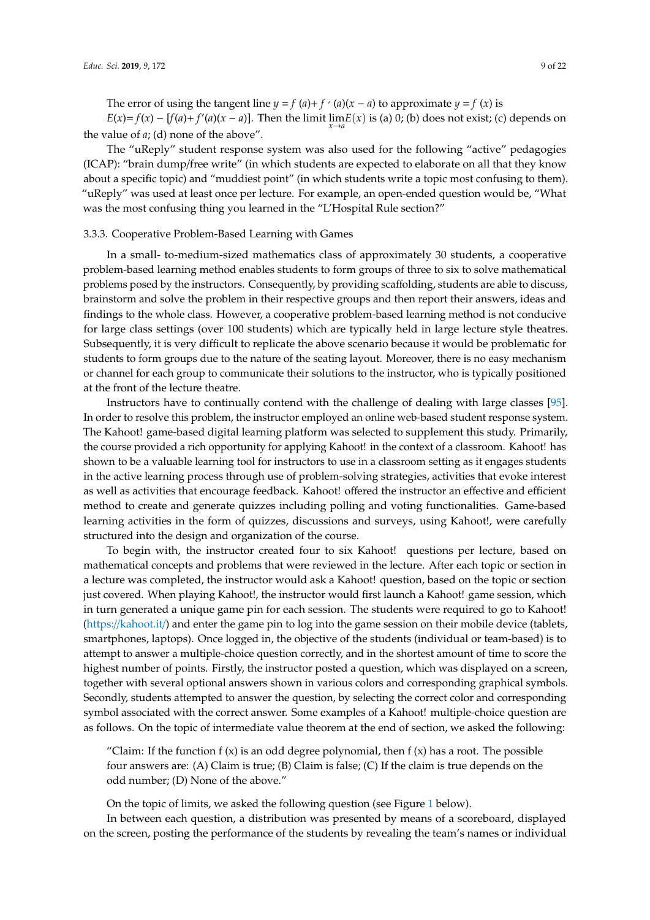The error of using the tangent line $y = f(a) + f'(a)(x - a)$ to approximate $y = f(x)$ is $E(x) = f(x) - [f(a) + f'(a)(x - a)]$. Then the limit $\lim_{x \to a} E(x)$ is (a) 0; (b) does not exist; (c) depends on the value of $a$; (d) none of the above".

The "uReply" student response system was also used for the following "active" pedagogies (ICAP): "brain dump/free write" (in which students are expected to elaborate on all that they know about a specific topic) and "muddiest point" (in which students write a topic most confusing to them). "uReply" was used at least once per lecture. For example, an open-ended question would be, "What was the most confusing thing you learned in the "L'Hospital Rule section?"

### 3.3.3. Cooperative Problem-Based Learning with Games

In a small- to-medium-sized mathematics class of approximately 30 students, a cooperative problem-based learning method enables students to form groups of three to six to solve mathematical problems posed by the instructors. Consequently, by providing scaffolding, students are able to discuss, brainstorm and solve the problem in their respective groups and then report their answers, ideas and findings to the whole class. However, a cooperative problem-based learning method is not conducive for large class settings (over 100 students) which are typically held in large lecture style theatres. Subsequently, it is very difficult to replicate the above scenario because it would be problematic for students to form groups due to the nature of the seating layout. Moreover, there is no easy mechanism or channel for each group to communicate their solutions to the instructor, who is typically positioned at the front of the lecture theatre.

Instructors have to continually contend with the challenge of dealing with large classes [95]. In order to resolve this problem, the instructor employed an online web-based student response system. The Kahoot! game-based digital learning platform was selected to supplement this study. Primarily, the course provided a rich opportunity for applying Kahoot! in the context of a classroom. Kahoot! has shown to be a valuable learning tool for instructors to use in a classroom setting as it engages students in the active learning process through use of problem-solving strategies, activities that evoke interest as well as activities that encourage feedback. Kahoot! offered the instructor an effective and efficient method to create and generate quizzes including polling and voting functionalities. Game-based learning activities in the form of quizzes, discussions and surveys, using Kahoot!, were carefully structured into the design and organization of the course.

To begin with, the instructor created four to six Kahoot! questions per lecture, based on mathematical concepts and problems that were reviewed in the lecture. After each topic or section in a lecture was completed, the instructor would ask a Kahoot! question, based on the topic or section just covered. When playing Kahoot!, the instructor would first launch a Kahoot! game session, which in turn generated a unique game pin for each session. The students were required to go to Kahoot! (https://kahoot.it/) and enter the game pin to log into the game session on their mobile device (tablets, smartphones, laptops). Once logged in, the objective of the students (individual or team-based) is to attempt to answer a multiple-choice question correctly, and in the shortest amount of time to score the highest number of points. Firstly, the instructor posted a question, which was displayed on a screen, together with several optional answers shown in various colors and corresponding graphical symbols. Secondly, students attempted to answer the question, by selecting the correct color and corresponding symbol associated with the correct answer. Some examples of a Kahoot! multiple-choice question are as follows. On the topic of intermediate value theorem at the end of section, we asked the following:

> "Claim: If the function $f(x)$ is an odd degree polynomial, then $f(x)$ has a root. The possible four answers are: (A) Claim is true; (B) Claim is false; (C) If the claim is true depends on the odd number; (D) None of the above."

On the topic of limits, we asked the following question (see Figure 1 below).

In between each question, a distribution was presented by means of a scoreboard, displayed on the screen, posting the performance of the students by revealing the team's names or individual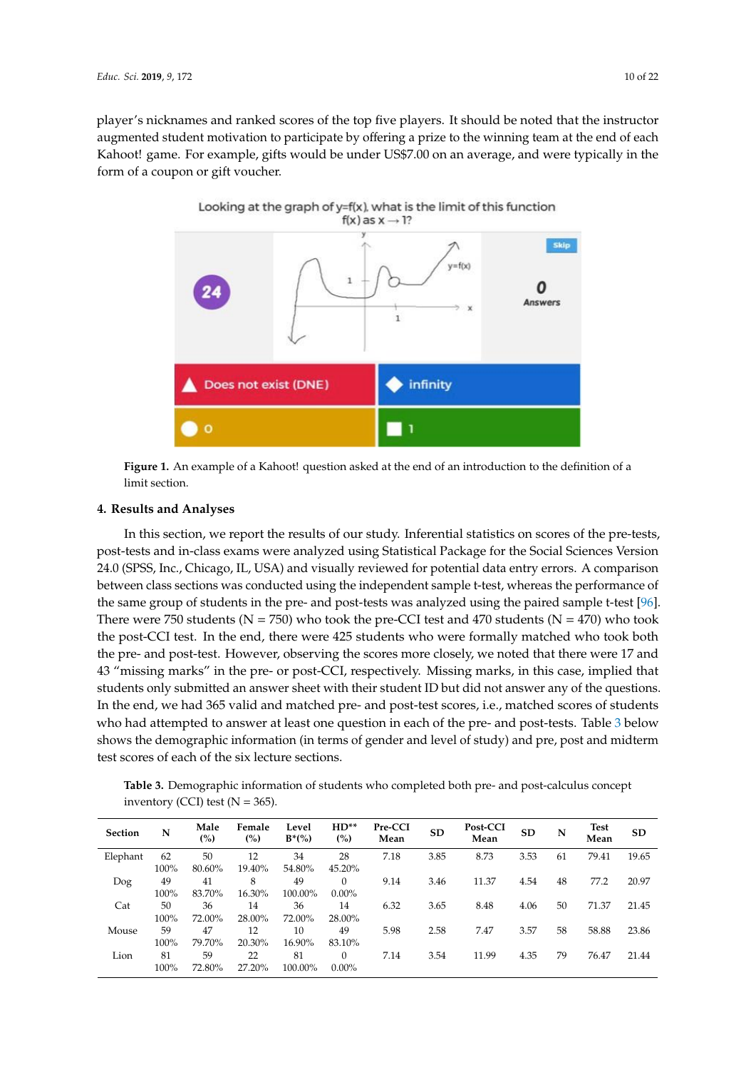player's nicknames and ranked scores of the top five players. It should be noted that the instructor augmented student motivation to participate by offering a prize to the winning team at the end of each Kahoot! game. For example, gifts would be under US$7.00 on an average, and were typically in the form of a coupon or gift voucher.

**Figure 1.** An example of a Kahoot! question asked at the end of an introduction to the definition of a limit section.

## 4. Results and Analyses

In this section, we report the results of our study. Inferential statistics on scores of the pre-tests, post-tests and in-class exams were analyzed using Statistical Package for the Social Sciences Version 24.0 (SPSS, Inc., Chicago, IL, USA) and visually reviewed for potential data entry errors. A comparison between class sections was conducted using the independent sample t-test, whereas the performance of the same group of students in the pre- and post-tests was analyzed using the paired sample t-test [96]. There were 750 students (N = 750) who took the pre-CCI test and 470 students (N = 470) who took the post-CCI test. In the end, there were 425 students who were formally matched who took both the pre- and post-test. However, observing the scores more closely, we noted that there were 17 and 43 "missing marks" in the pre- or post-CCI, respectively. Missing marks, in this case, implied that students only submitted an answer sheet with their student ID but did not answer any of the questions. In the end, we had 365 valid and matched pre- and post-test scores, i.e., matched scores of students who had attempted to answer at least one question in each of the pre- and post-tests. Table 3 below shows the demographic information (in terms of gender and level of study) and pre, post and midterm test scores of each of the six lecture sections.

**Table 3.** Demographic information of students who completed both pre- and post-calculus concept inventory (CCI) test (N = 365).

| Section | N | Male (%) | Female (%) | Level B*(%) | HD** (%) | Pre-CCI Mean | SD | Post-CCI Mean | SD | N | Test Mean | SD |
|---|---|---|---|---|---|---|---|---|---|---|---|---|
| Elephant | 62<br>100% | 50<br>80.60% | 12<br>19.40% | 34<br>54.80% | 28<br>45.20% | 7.18 | 3.85 | 8.73 | 3.53 | 61 | 79.41 | 19.65 |
| Dog | 49<br>100% | 41<br>83.70% | 8<br>16.30% | 49<br>100.00% | 0<br>0.00% | 9.14 | 3.46 | 11.37 | 4.54 | 48 | 77.2 | 20.97 |
| Cat | 50<br>100% | 36<br>72.00% | 14<br>28.00% | 36<br>72.00% | 14<br>28.00% | 6.32 | 3.65 | 8.48 | 4.06 | 50 | 71.37 | 21.45 |
| Mouse | 59<br>100% | 47<br>79.70% | 12<br>20.30% | 10<br>16.90% | 49<br>83.10% | 5.98 | 2.58 | 7.47 | 3.57 | 58 | 58.88 | 23.86 |
| Lion | 81<br>100% | 59<br>72.80% | 22<br>27.20% | 81<br>100.00% | 0<br>0.00% | 7.14 | 3.54 | 11.99 | 4.35 | 79 | 76.47 | 21.44 |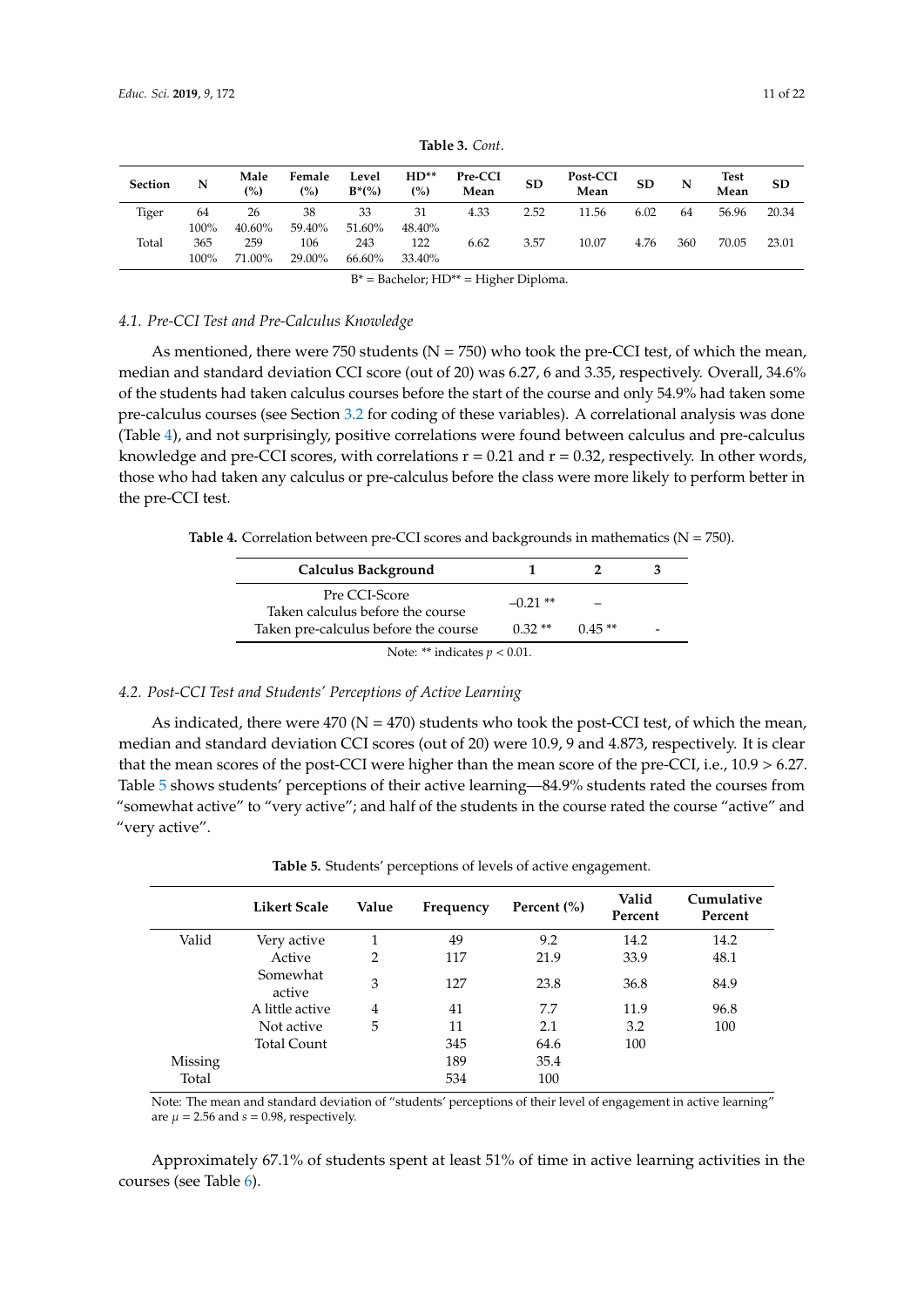**Table 3.** *Cont.*

| Section | N | Male (%) | Female (%) | Level B*(%) | HD** (%) | Pre-CCI Mean | SD | Post-CCI Mean | SD | N | Test Mean | SD |
|---|---|---|---|---|---|---|---|---|---|---|---|---|
| Tiger | 64<br>100% | 26<br>40.60% | 38<br>59.40% | 33<br>51.60% | 31<br>48.40% | 4.33 | 2.52 | 11.56 | 6.02 | 64 | 56.96 | 20.34 |
| Total | 365<br>100% | 259<br>71.00% | 106<br>29.00% | 243<br>66.60% | 122<br>33.40% | 6.62 | 3.57 | 10.07 | 4.76 | 360 | 70.05 | 23.01 |

B* = Bachelor; HD** = Higher Diploma.

### *4.1. Pre-CCI Test and Pre-Calculus Knowledge*

As mentioned, there were 750 students (N = 750) who took the pre-CCI test, of which the mean, median and standard deviation CCI score (out of 20) was 6.27, 6 and 3.35, respectively. Overall, 34.6% of the students had taken calculus courses before the start of the course and only 54.9% had taken some pre-calculus courses (see Section 3.2 for coding of these variables). A correlational analysis was done (Table 4), and not surprisingly, positive correlations were found between calculus and pre-calculus knowledge and pre-CCI scores, with correlations r = 0.21 and r = 0.32, respectively. In other words, those who had taken any calculus or pre-calculus before the class were more likely to perform better in the pre-CCI test.

**Table 4.** Correlation between pre-CCI scores and backgrounds in mathematics (N = 750).

| Calculus Background | 1 | 2 | 3 |
|---|---|---|---|
| Pre CCI-Score<br>Taken calculus before the course | −0.21 ** | – | |
| Taken pre-calculus before the course | 0.32 ** | 0.45 ** | - |

Note: ** indicates $p < 0.01$.

### *4.2. Post-CCI Test and Students' Perceptions of Active Learning*

As indicated, there were 470 (N = 470) students who took the post-CCI test, of which the mean, median and standard deviation CCI scores (out of 20) were 10.9, 9 and 4.873, respectively. It is clear that the mean scores of the post-CCI were higher than the mean score of the pre-CCI, i.e., 10.9 > 6.27. Table 5 shows students' perceptions of their active learning—84.9% students rated the courses from "somewhat active" to "very active"; and half of the students in the course rated the course "active" and "very active".

**Table 5.** Students' perceptions of levels of active engagement.

| | Likert Scale | Value | Frequency | Percent (%) | Valid Percent | Cumulative Percent |
|---|---|---|---|---|---|---|
| Valid | Very active | 1 | 49 | 9.2 | 14.2 | 14.2 |
| | Active | 2 | 117 | 21.9 | 33.9 | 48.1 |
| | Somewhat active | 3 | 127 | 23.8 | 36.8 | 84.9 |
| | A little active | 4 | 41 | 7.7 | 11.9 | 96.8 |
| | Not active | 5 | 11 | 2.1 | 3.2 | 100 |
| | Total Count | | 345 | 64.6 | 100 | |
| Missing | | | 189 | 35.4 | | |
| Total | | | 534 | 100 | | |

Note: The mean and standard deviation of "students' perceptions of their level of engagement in active learning" are $\mu = 2.56$ and $s = 0.98$, respectively.

Approximately 67.1% of students spent at least 51% of time in active learning activities in the courses (see Table 6).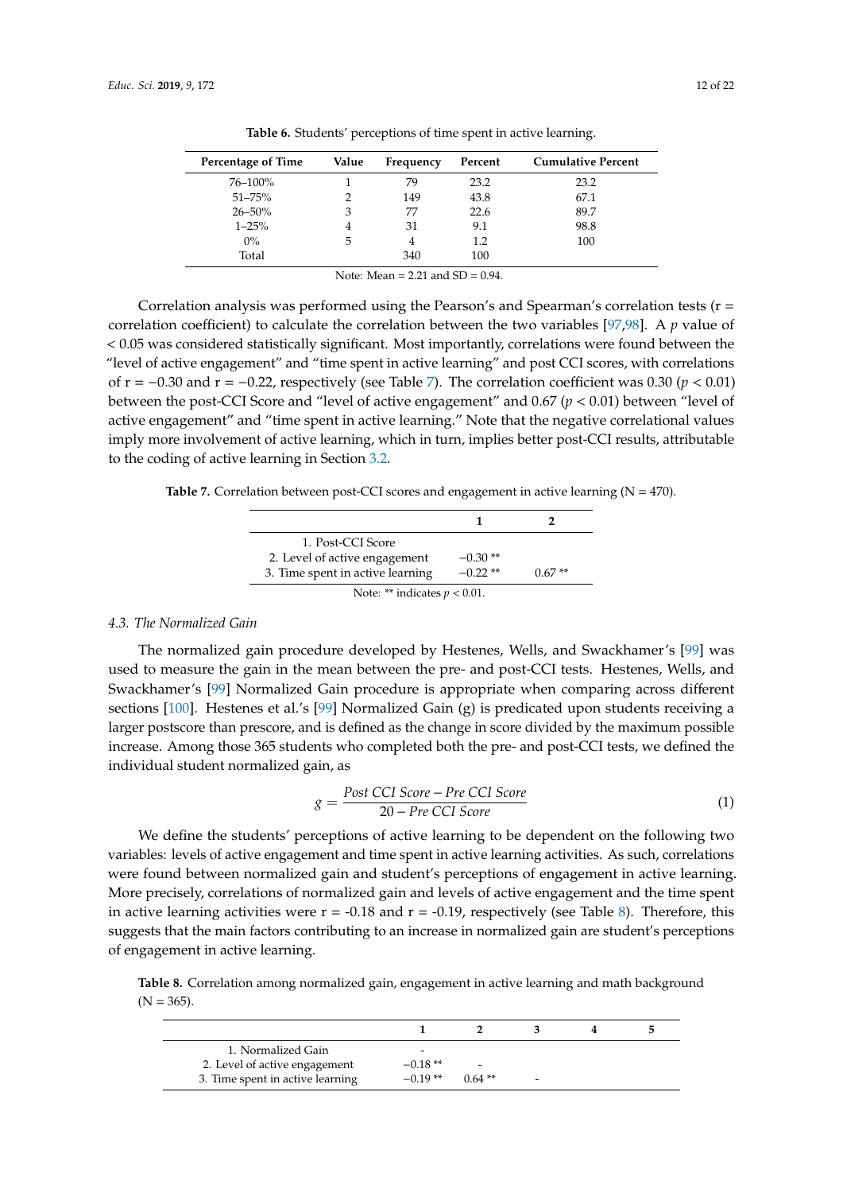**Table 6.** Students' perceptions of time spent in active learning.

| Percentage of Time | Value | Frequency | Percent | Cumulative Percent |
|---|---|---|---|---|
| 76–100% | 1 | 79 | 23.2 | 23.2 |
| 51–75% | 2 | 149 | 43.8 | 67.1 |
| 26–50% | 3 | 77 | 22.6 | 89.7 |
| 1–25% | 4 | 31 | 9.1 | 98.8 |
| 0% | 5 | 4 | 1.2 | 100 |
| Total | | 340 | 100 | |

Note: Mean = 2.21 and SD = 0.94.

Correlation analysis was performed using the Pearson's and Spearman's correlation tests (r = correlation coefficient) to calculate the correlation between the two variables [97,98]. A $p$ value of $< 0.05$ was considered statistically significant. Most importantly, correlations were found between the "level of active engagement" and "time spent in active learning" and post CCI scores, with correlations of $r = -0.30$ and $r = -0.22$, respectively (see Table 7). The correlation coefficient was 0.30 ($p < 0.01$) between the post-CCI Score and "level of active engagement" and 0.67 ($p < 0.01$) between "level of active engagement" and "time spent in active learning." Note that the negative correlational values imply more involvement of active learning, which in turn, implies better post-CCI results, attributable to the coding of active learning in Section 3.2.

**Table 7.** Correlation between post-CCI scores and engagement in active learning (N = 470).

| | 1 | 2 |
|---|---|---|
| 1. Post-CCI Score | | |
| 2. Level of active engagement | −0.30 ** | |
| 3. Time spent in active learning | −0.22 ** | 0.67 ** |

Note: ** indicates $p < 0.01$.

### 4.3. The Normalized Gain

The normalized gain procedure developed by Hestenes, Wells, and Swackhamer's [99] was used to measure the gain in the mean between the pre- and post-CCI tests. Hestenes, Wells, and Swackhamer's [99] Normalized Gain procedure is appropriate when comparing across different sections [100]. Hestenes et al.'s [99] Normalized Gain (g) is predicated upon students receiving a larger postscore than prescore, and is defined as the change in score divided by the maximum possible increase. Among those 365 students who completed both the pre- and post-CCI tests, we defined the individual student normalized gain, as

$$g = \frac{Post\ CCI\ Score - Pre\ CCI\ Score}{20 - Pre\ CCI\ Score} \tag{1}$$

We define the students' perceptions of active learning to be dependent on the following two variables: levels of active engagement and time spent in active learning activities. As such, correlations were found between normalized gain and student's perceptions of engagement in active learning. More precisely, correlations of normalized gain and levels of active engagement and the time spent in active learning activities were $r = -0.18$ and $r = -0.19$, respectively (see Table 8). Therefore, this suggests that the main factors contributing to an increase in normalized gain are student's perceptions of engagement in active learning.

**Table 8.** Correlation among normalized gain, engagement in active learning and math background (N = 365).

| | 1 | 2 | 3 | 4 | 5 |
|---|---|---|---|---|---|
| 1. Normalized Gain | - | | | | |
| 2. Level of active engagement | −0.18 ** | - | | | |
| 3. Time spent in active learning | −0.19 ** | 0.64 ** | - | | |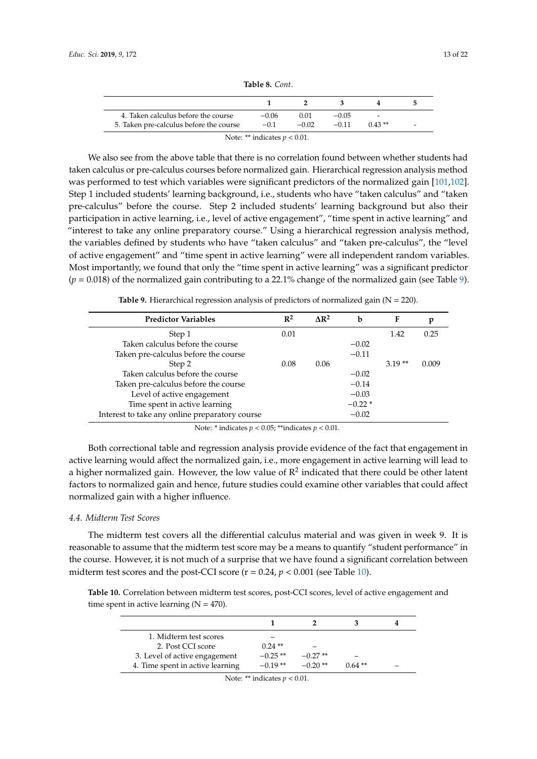**Table 8.** *Cont*.

| | 1 | 2 | 3 | 4 | 5 |
|---|---|---|---|---|---|
| 4. Taken calculus before the course | −0.06 | 0.01 | −0.05 | - | |
| 5. Taken pre-calculus before the course | −0.1 | −0.02 | −0.11 | 0.43 ** | - |

Note: ** indicates $p < 0.01$.

We also see from the above table that there is no correlation found between whether students had taken calculus or pre-calculus courses before normalized gain. Hierarchical regression analysis method was performed to test which variables were significant predictors of the normalized gain [101,102]. Step 1 included students' learning background, i.e., students who have "taken calculus" and "taken pre-calculus" before the course. Step 2 included students' learning background but also their participation in active learning, i.e., level of active engagement", "time spent in active learning" and "interest to take any online preparatory course." Using a hierarchical regression analysis method, the variables defined by students who have "taken calculus" and "taken pre-calculus", the "level of active engagement" and "time spent in active learning" were all independent random variables. Most importantly, we found that only the "time spent in active learning" was a significant predictor ($p = 0.018$) of the normalized gain contributing to a 22.1% change of the normalized gain (see Table 9).

**Table 9.** Hierarchical regression analysis of predictors of normalized gain (N = 220).

| Predictor Variables | $R^2$ | $\Delta R^2$ | b | F | p |
|---|---|---|---|---|---|
| Step 1 | 0.01 | | | 1.42 | 0.25 |
| Taken calculus before the course | | | −0.02 | | |
| Taken pre-calculus before the course | | | −0.11 | | |
| Step 2 | 0.08 | 0.06 | | 3.19 ** | 0.009 |
| Taken calculus before the course | | | −0.02 | | |
| Taken pre-calculus before the course | | | −0.14 | | |
| Level of active engagement | | | −0.03 | | |
| Time spent in active learning | | | −0.22 * | | |
| Interest to take any online preparatory course | | | −0.02 | | |

Note: * indicates $p < 0.05$; **indicates $p < 0.01$.

Both correctional table and regression analysis provide evidence of the fact that engagement in active learning would affect the normalized gain, i.e., more engagement in active learning will lead to a higher normalized gain. However, the low value of $R^2$ indicated that there could be other latent factors to normalized gain and hence, future studies could examine other variables that could affect normalized gain with a higher influence.

### 4.4. Midterm Test Scores

The midterm test covers all the differential calculus material and was given in week 9. It is reasonable to assume that the midterm test score may be a means to quantify "student performance" in the course. However, it is not much of a surprise that we have found a significant correlation between midterm test scores and the post-CCI score ($r = 0.24$, $p < 0.001$ (see Table 10).

**Table 10.** Correlation between midterm test scores, post-CCI scores, level of active engagement and time spent in active learning (N = 470).

| | 1 | 2 | 3 | 4 |
|---|---|---|---|---|
| 1. Midterm test scores | – | | | |
| 2. Post CCI score | 0.24 ** | – | | |
| 3. Level of active engagement | −0.25 ** | −0.27 ** | – | |
| 4. Time spent in active learning | −0.19 ** | −0.20 ** | 0.64 ** | – |

Note: ** indicates $p < 0.01$.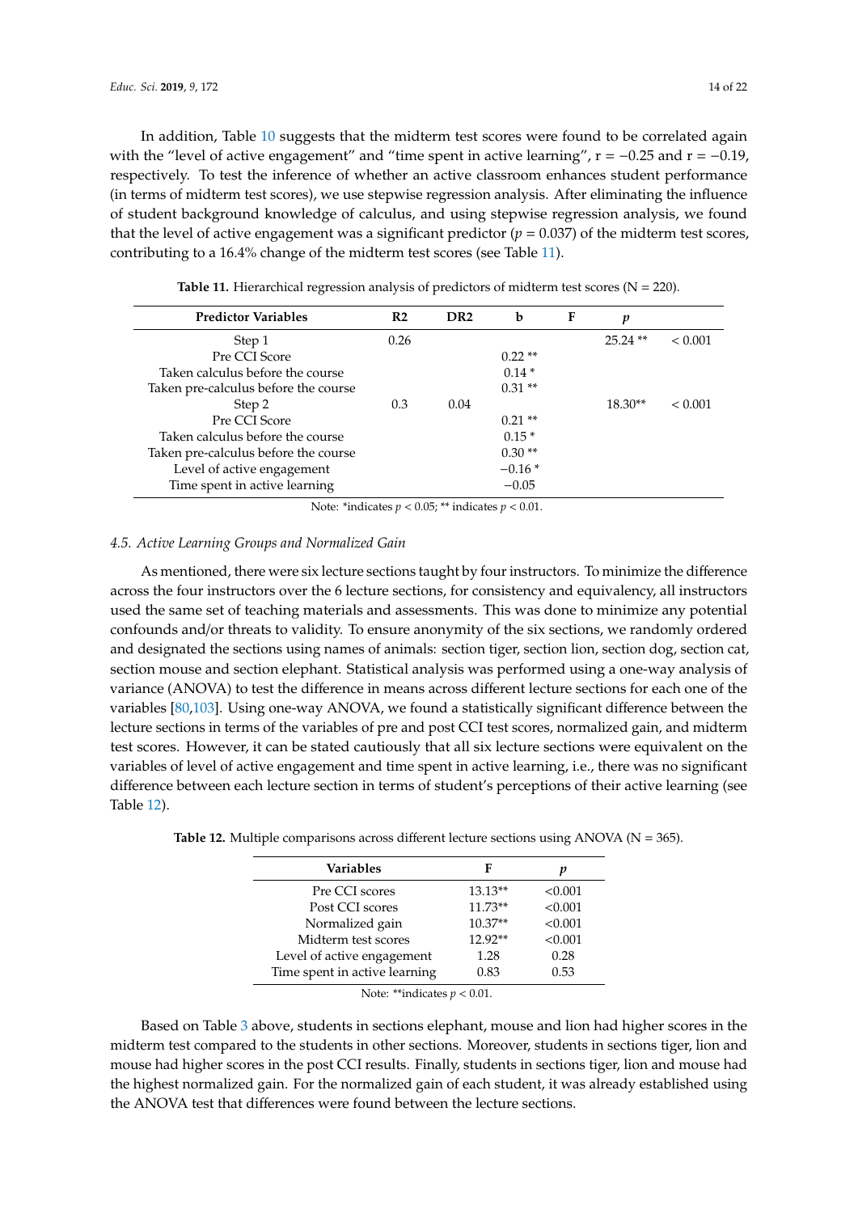In addition, Table 10 suggests that the midterm test scores were found to be correlated again with the "level of active engagement" and "time spent in active learning", r = −0.25 and r = −0.19, respectively. To test the inference of whether an active classroom enhances student performance (in terms of midterm test scores), we use stepwise regression analysis. After eliminating the influence of student background knowledge of calculus, and using stepwise regression analysis, we found that the level of active engagement was a significant predictor ($p = 0.037$) of the midterm test scores, contributing to a 16.4% change of the midterm test scores (see Table 11).

**Table 11.** Hierarchical regression analysis of predictors of midterm test scores (N = 220).

| Predictor Variables | R2 | DR2 | b | F | *p* | |
|---|---|---|---|---|---|---|
| Step 1 | 0.26 | | | | 25.24 ** | < 0.001 |
| Pre CCI Score | | | 0.22 ** | | | |
| Taken calculus before the course | | | 0.14 * | | | |
| Taken pre-calculus before the course | | | 0.31 ** | | | |
| Step 2 | 0.3 | 0.04 | | | 18.30** | < 0.001 |
| Pre CCI Score | | | 0.21 ** | | | |
| Taken calculus before the course | | | 0.15 * | | | |
| Taken pre-calculus before the course | | | 0.30 ** | | | |
| Level of active engagement | | | −0.16 * | | | |
| Time spent in active learning | | | −0.05 | | | |

Note: *indicates $p < 0.05$; ** indicates $p < 0.01$.

### 4.5. Active Learning Groups and Normalized Gain

As mentioned, there were six lecture sections taught by four instructors. To minimize the difference across the four instructors over the 6 lecture sections, for consistency and equivalency, all instructors used the same set of teaching materials and assessments. This was done to minimize any potential confounds and/or threats to validity. To ensure anonymity of the six sections, we randomly ordered and designated the sections using names of animals: section tiger, section lion, section dog, section cat, section mouse and section elephant. Statistical analysis was performed using a one-way analysis of variance (ANOVA) to test the difference in means across different lecture sections for each one of the variables [80,103]. Using one-way ANOVA, we found a statistically significant difference between the lecture sections in terms of the variables of pre and post CCI test scores, normalized gain, and midterm test scores. However, it can be stated cautiously that all six lecture sections were equivalent on the variables of level of active engagement and time spent in active learning, i.e., there was no significant difference between each lecture section in terms of student's perceptions of their active learning (see Table 12).

**Table 12.** Multiple comparisons across different lecture sections using ANOVA (N = 365).

| Variables | F | *p* |
|---|---|---|
| Pre CCI scores | 13.13** | <0.001 |
| Post CCI scores | 11.73** | <0.001 |
| Normalized gain | 10.37** | <0.001 |
| Midterm test scores | 12.92** | <0.001 |
| Level of active engagement | 1.28 | 0.28 |
| Time spent in active learning | 0.83 | 0.53 |

Note: **indicates $p < 0.01$.

Based on Table 3 above, students in sections elephant, mouse and lion had higher scores in the midterm test compared to the students in other sections. Moreover, students in sections tiger, lion and mouse had higher scores in the post CCI results. Finally, students in sections tiger, lion and mouse had the highest normalized gain. For the normalized gain of each student, it was already established using the ANOVA test that differences were found between the lecture sections.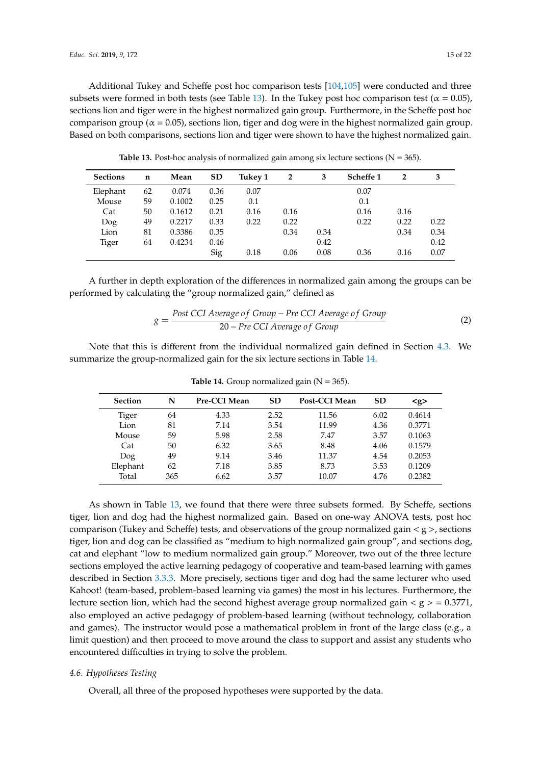Additional Tukey and Scheffe post hoc comparison tests [104,105] were conducted and three subsets were formed in both tests (see Table 13). In the Tukey post hoc comparison test ($\alpha = 0.05$), sections lion and tiger were in the highest normalized gain group. Furthermore, in the Scheffe post hoc comparison group ($\alpha = 0.05$), sections lion, tiger and dog were in the highest normalized gain group. Based on both comparisons, sections lion and tiger were shown to have the highest normalized gain.

**Table 13.** Post-hoc analysis of normalized gain among six lecture sections (N = 365).

| Sections | n | Mean | SD | Tukey 1 | 2 | 3 | Scheffe 1 | 2 | 3 |
|---|---|---|---|---|---|---|---|---|---|
| Elephant | 62 | 0.074 | 0.36 | 0.07 | | | 0.07 | | |
| Mouse | 59 | 0.1002 | 0.25 | 0.1 | | | 0.1 | | |
| Cat | 50 | 0.1612 | 0.21 | 0.16 | 0.16 | | 0.16 | 0.16 | |
| Dog | 49 | 0.2217 | 0.33 | 0.22 | 0.22 | | 0.22 | 0.22 | 0.22 |
| Lion | 81 | 0.3386 | 0.35 | | 0.34 | 0.34 | | 0.34 | 0.34 |
| Tiger | 64 | 0.4234 | 0.46 | | | 0.42 | | | 0.42 |
| | | | Sig | 0.18 | 0.06 | 0.08 | 0.36 | 0.16 | 0.07 |

A further in depth exploration of the differences in normalized gain among the groups can be performed by calculating the "group normalized gain," defined as

$$g = \frac{Post\ CCI\ Average\ of\ Group - Pre\ CCI\ Average\ of\ Group}{20 - Pre\ CCI\ Average\ of\ Group} \tag{2}$$

Note that this is different from the individual normalized gain defined in Section 4.3. We summarize the group-normalized gain for the six lecture sections in Table 14.

**Table 14.** Group normalized gain (N = 365).

| Section | N | Pre-CCI Mean | SD | Post-CCI Mean | SD | <g> |
|---|---|---|---|---|---|---|
| Tiger | 64 | 4.33 | 2.52 | 11.56 | 6.02 | 0.4614 |
| Lion | 81 | 7.14 | 3.54 | 11.99 | 4.36 | 0.3771 |
| Mouse | 59 | 5.98 | 2.58 | 7.47 | 3.57 | 0.1063 |
| Cat | 50 | 6.32 | 3.65 | 8.48 | 4.06 | 0.1579 |
| Dog | 49 | 9.14 | 3.46 | 11.37 | 4.54 | 0.2053 |
| Elephant | 62 | 7.18 | 3.85 | 8.73 | 3.53 | 0.1209 |
| Total | 365 | 6.62 | 3.57 | 10.07 | 4.76 | 0.2382 |

As shown in Table 13, we found that there were three subsets formed. By Scheffe, sections tiger, lion and dog had the highest normalized gain. Based on one-way ANOVA tests, post hoc comparison (Tukey and Scheffe) tests, and observations of the group normalized gain $< g >$, sections tiger, lion and dog can be classified as "medium to high normalized gain group", and sections dog, cat and elephant "low to medium normalized gain group." Moreover, two out of the three lecture sections employed the active learning pedagogy of cooperative and team-based learning with games described in Section 3.3.3. More precisely, sections tiger and dog had the same lecturer who used Kahoot! (team-based, problem-based learning via games) the most in his lectures. Furthermore, the lecture section lion, which had the second highest average group normalized gain $< g > = 0.3771$, also employed an active pedagogy of problem-based learning (without technology, collaboration and games). The instructor would pose a mathematical problem in front of the large class (e.g., a limit question) and then proceed to move around the class to support and assist any students who encountered difficulties in trying to solve the problem.

*4.6. Hypotheses Testing*

Overall, all three of the proposed hypotheses were supported by the data.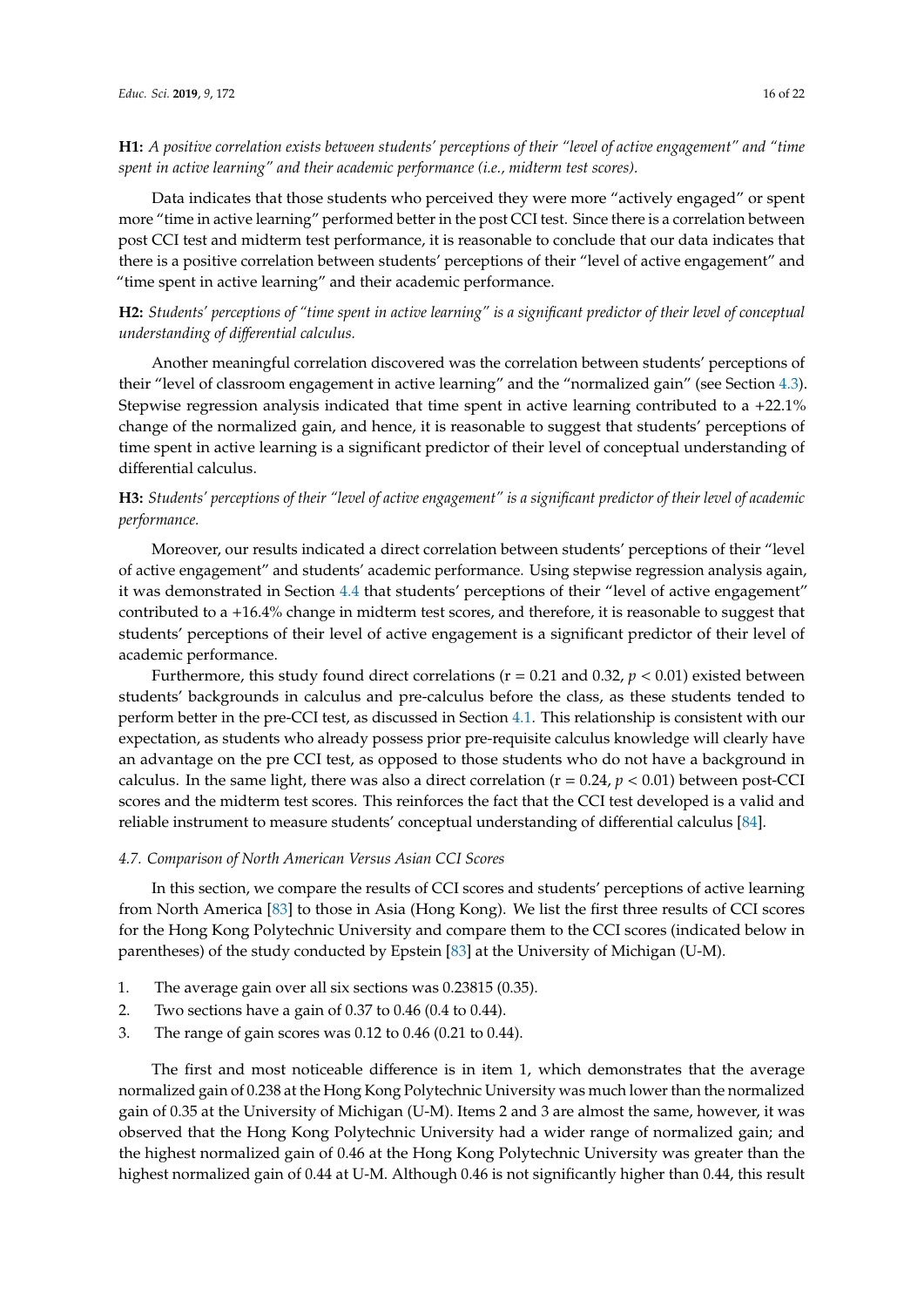**H1:** *A positive correlation exists between students' perceptions of their "level of active engagement" and "time spent in active learning" and their academic performance (i.e., midterm test scores).*

Data indicates that those students who perceived they were more "actively engaged" or spent more "time in active learning" performed better in the post CCI test. Since there is a correlation between post CCI test and midterm test performance, it is reasonable to conclude that our data indicates that there is a positive correlation between students' perceptions of their "level of active engagement" and "time spent in active learning" and their academic performance.

**H2:** *Students' perceptions of "time spent in active learning" is a significant predictor of their level of conceptual understanding of differential calculus.*

Another meaningful correlation discovered was the correlation between students' perceptions of their "level of classroom engagement in active learning" and the "normalized gain" (see Section 4.3). Stepwise regression analysis indicated that time spent in active learning contributed to a +22.1% change of the normalized gain, and hence, it is reasonable to suggest that students' perceptions of time spent in active learning is a significant predictor of their level of conceptual understanding of differential calculus.

**H3:** *Students' perceptions of their "level of active engagement" is a significant predictor of their level of academic performance.*

Moreover, our results indicated a direct correlation between students' perceptions of their "level of active engagement" and students' academic performance. Using stepwise regression analysis again, it was demonstrated in Section 4.4 that students' perceptions of their "level of active engagement" contributed to a +16.4% change in midterm test scores, and therefore, it is reasonable to suggest that students' perceptions of their level of active engagement is a significant predictor of their level of academic performance.

Furthermore, this study found direct correlations ($r = 0.21$ and $0.32$, $p < 0.01$) existed between students' backgrounds in calculus and pre-calculus before the class, as these students tended to perform better in the pre-CCI test, as discussed in Section 4.1. This relationship is consistent with our expectation, as students who already possess prior pre-requisite calculus knowledge will clearly have an advantage on the pre CCI test, as opposed to those students who do not have a background in calculus. In the same light, there was also a direct correlation ($r = 0.24$, $p < 0.01$) between post-CCI scores and the midterm test scores. This reinforces the fact that the CCI test developed is a valid and reliable instrument to measure students' conceptual understanding of differential calculus [84].

### *4.7. Comparison of North American Versus Asian CCI Scores*

In this section, we compare the results of CCI scores and students' perceptions of active learning from North America [83] to those in Asia (Hong Kong). We list the first three results of CCI scores for the Hong Kong Polytechnic University and compare them to the CCI scores (indicated below in parentheses) of the study conducted by Epstein [83] at the University of Michigan (U-M).

1. The average gain over all six sections was 0.23815 (0.35).
2. Two sections have a gain of 0.37 to 0.46 (0.4 to 0.44).
3. The range of gain scores was 0.12 to 0.46 (0.21 to 0.44).

The first and most noticeable difference is in item 1, which demonstrates that the average normalized gain of 0.238 at the Hong Kong Polytechnic University was much lower than the normalized gain of 0.35 at the University of Michigan (U-M). Items 2 and 3 are almost the same, however, it was observed that the Hong Kong Polytechnic University had a wider range of normalized gain; and the highest normalized gain of 0.46 at the Hong Kong Polytechnic University was greater than the highest normalized gain of 0.44 at U-M. Although 0.46 is not significantly higher than 0.44, this result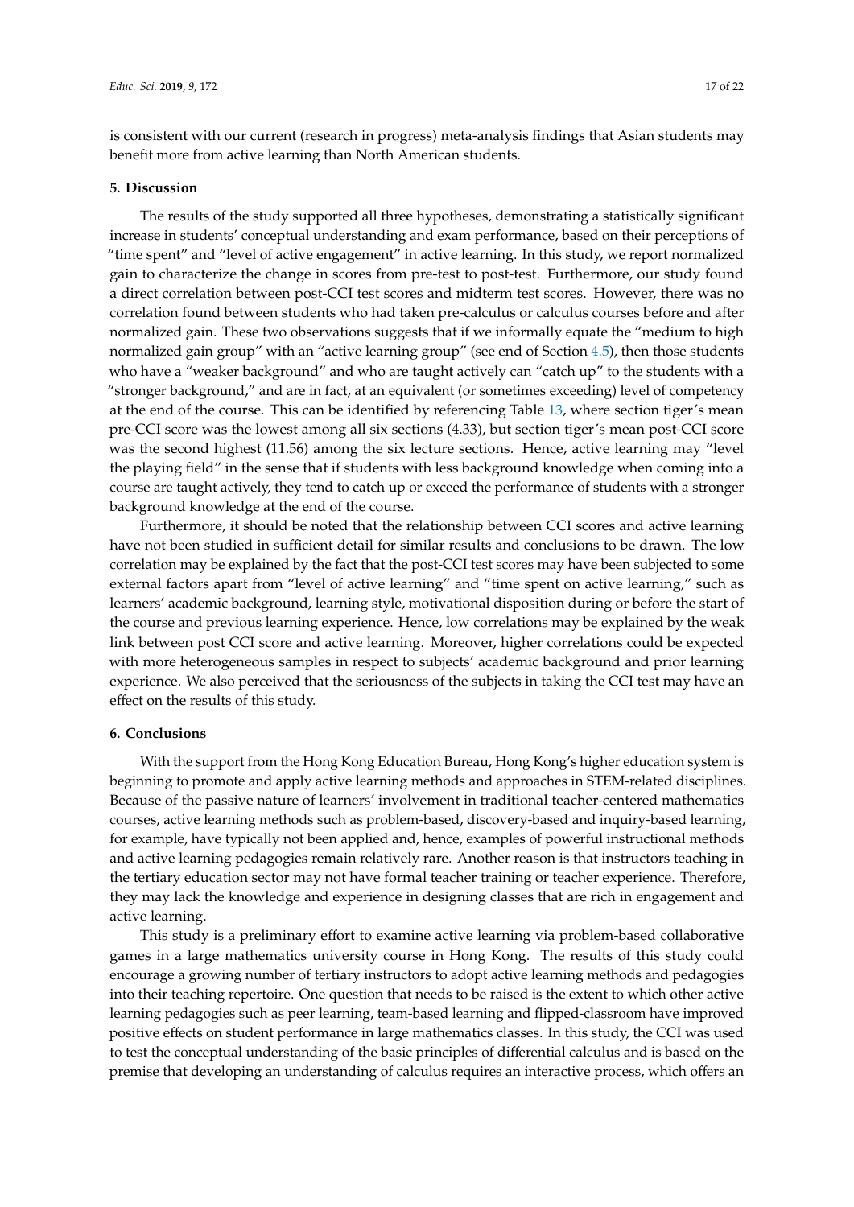is consistent with our current (research in progress) meta-analysis findings that Asian students may benefit more from active learning than North American students.

## 5. Discussion

The results of the study supported all three hypotheses, demonstrating a statistically significant increase in students' conceptual understanding and exam performance, based on their perceptions of "time spent" and "level of active engagement" in active learning. In this study, we report normalized gain to characterize the change in scores from pre-test to post-test. Furthermore, our study found a direct correlation between post-CCI test scores and midterm test scores. However, there was no correlation found between students who had taken pre-calculus or calculus courses before and after normalized gain. These two observations suggests that if we informally equate the "medium to high normalized gain group" with an "active learning group" (see end of Section 4.5), then those students who have a "weaker background" and who are taught actively can "catch up" to the students with a "stronger background," and are in fact, at an equivalent (or sometimes exceeding) level of competency at the end of the course. This can be identified by referencing Table 13, where section tiger's mean pre-CCI score was the lowest among all six sections (4.33), but section tiger's mean post-CCI score was the second highest (11.56) among the six lecture sections. Hence, active learning may "level the playing field" in the sense that if students with less background knowledge when coming into a course are taught actively, they tend to catch up or exceed the performance of students with a stronger background knowledge at the end of the course.

Furthermore, it should be noted that the relationship between CCI scores and active learning have not been studied in sufficient detail for similar results and conclusions to be drawn. The low correlation may be explained by the fact that the post-CCI test scores may have been subjected to some external factors apart from "level of active learning" and "time spent on active learning," such as learners' academic background, learning style, motivational disposition during or before the start of the course and previous learning experience. Hence, low correlations may be explained by the weak link between post CCI score and active learning. Moreover, higher correlations could be expected with more heterogeneous samples in respect to subjects' academic background and prior learning experience. We also perceived that the seriousness of the subjects in taking the CCI test may have an effect on the results of this study.

## 6. Conclusions

With the support from the Hong Kong Education Bureau, Hong Kong's higher education system is beginning to promote and apply active learning methods and approaches in STEM-related disciplines. Because of the passive nature of learners' involvement in traditional teacher-centered mathematics courses, active learning methods such as problem-based, discovery-based and inquiry-based learning, for example, have typically not been applied and, hence, examples of powerful instructional methods and active learning pedagogies remain relatively rare. Another reason is that instructors teaching in the tertiary education sector may not have formal teacher training or teacher experience. Therefore, they may lack the knowledge and experience in designing classes that are rich in engagement and active learning.

This study is a preliminary effort to examine active learning via problem-based collaborative games in a large mathematics university course in Hong Kong. The results of this study could encourage a growing number of tertiary instructors to adopt active learning methods and pedagogies into their teaching repertoire. One question that needs to be raised is the extent to which other active learning pedagogies such as peer learning, team-based learning and flipped-classroom have improved positive effects on student performance in large mathematics classes. In this study, the CCI was used to test the conceptual understanding of the basic principles of differential calculus and is based on the premise that developing an understanding of calculus requires an interactive process, which offers an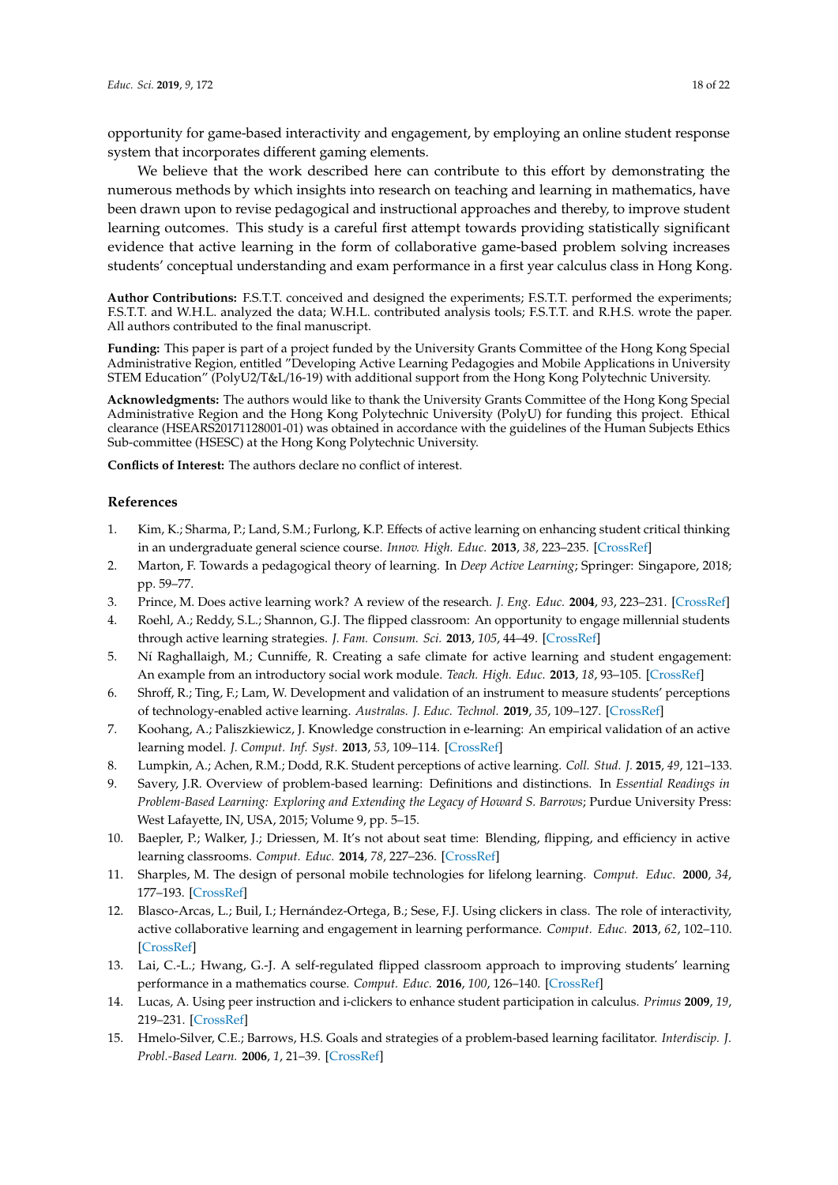opportunity for game-based interactivity and engagement, by employing an online student response system that incorporates different gaming elements.

We believe that the work described here can contribute to this effort by demonstrating the numerous methods by which insights into research on teaching and learning in mathematics, have been drawn upon to revise pedagogical and instructional approaches and thereby, to improve student learning outcomes. This study is a careful first attempt towards providing statistically significant evidence that active learning in the form of collaborative game-based problem solving increases students' conceptual understanding and exam performance in a first year calculus class in Hong Kong.

**Author Contributions:** F.S.T.T. conceived and designed the experiments; F.S.T.T. performed the experiments; F.S.T.T. and W.H.L. analyzed the data; W.H.L. contributed analysis tools; F.S.T.T. and R.H.S. wrote the paper. All authors contributed to the final manuscript.

**Funding:** This paper is part of a project funded by the University Grants Committee of the Hong Kong Special Administrative Region, entitled "Developing Active Learning Pedagogies and Mobile Applications in University STEM Education" (PolyU2/T&L/16-19) with additional support from the Hong Kong Polytechnic University.

**Acknowledgments:** The authors would like to thank the University Grants Committee of the Hong Kong Special Administrative Region and the Hong Kong Polytechnic University (PolyU) for funding this project. Ethical clearance (HSEARS20171128001-01) was obtained in accordance with the guidelines of the Human Subjects Ethics Sub-committee (HSESC) at the Hong Kong Polytechnic University.

**Conflicts of Interest:** The authors declare no conflict of interest.

## References

1. Kim, K.; Sharma, P.; Land, S.M.; Furlong, K.P. Effects of active learning on enhancing student critical thinking in an undergraduate general science course. *Innov. High. Educ.* **2013**, *38*, 223–235. [CrossRef]
2. Marton, F. Towards a pedagogical theory of learning. In *Deep Active Learning*; Springer: Singapore, 2018; pp. 59–77.
3. Prince, M. Does active learning work? A review of the research. *J. Eng. Educ.* **2004**, *93*, 223–231. [CrossRef]
4. Roehl, A.; Reddy, S.L.; Shannon, G.J. The flipped classroom: An opportunity to engage millennial students through active learning strategies. *J. Fam. Consum. Sci.* **2013**, *105*, 44–49. [CrossRef]
5. Ní Raghallaigh, M.; Cunniffe, R. Creating a safe climate for active learning and student engagement: An example from an introductory social work module. *Teach. High. Educ.* **2013**, *18*, 93–105. [CrossRef]
6. Shroff, R.; Ting, F.; Lam, W. Development and validation of an instrument to measure students' perceptions of technology-enabled active learning. *Australas. J. Educ. Technol.* **2019**, *35*, 109–127. [CrossRef]
7. Koohang, A.; Paliszkiewicz, J. Knowledge construction in e-learning: An empirical validation of an active learning model. *J. Comput. Inf. Syst.* **2013**, *53*, 109–114. [CrossRef]
8. Lumpkin, A.; Achen, R.M.; Dodd, R.K. Student perceptions of active learning. *Coll. Stud. J.* **2015**, *49*, 121–133.
9. Savery, J.R. Overview of problem-based learning: Definitions and distinctions. In *Essential Readings in Problem-Based Learning: Exploring and Extending the Legacy of Howard S. Barrows*; Purdue University Press: West Lafayette, IN, USA, 2015; Volume 9, pp. 5–15.
10. Baepler, P.; Walker, J.; Driessen, M. It's not about seat time: Blending, flipping, and efficiency in active learning classrooms. *Comput. Educ.* **2014**, *78*, 227–236. [CrossRef]
11. Sharples, M. The design of personal mobile technologies for lifelong learning. *Comput. Educ.* **2000**, *34*, 177–193. [CrossRef]
12. Blasco-Arcas, L.; Buil, I.; Hernández-Ortega, B.; Sese, F.J. Using clickers in class. The role of interactivity, active collaborative learning and engagement in learning performance. *Comput. Educ.* **2013**, *62*, 102–110. [CrossRef]
13. Lai, C.-L.; Hwang, G.-J. A self-regulated flipped classroom approach to improving students' learning performance in a mathematics course. *Comput. Educ.* **2016**, *100*, 126–140. [CrossRef]
14. Lucas, A. Using peer instruction and i-clickers to enhance student participation in calculus. *Primus* **2009**, *19*, 219–231. [CrossRef]
15. Hmelo-Silver, C.E.; Barrows, H.S. Goals and strategies of a problem-based learning facilitator. *Interdiscip. J. Probl.-Based Learn.* **2006**, *1*, 21–39. [CrossRef]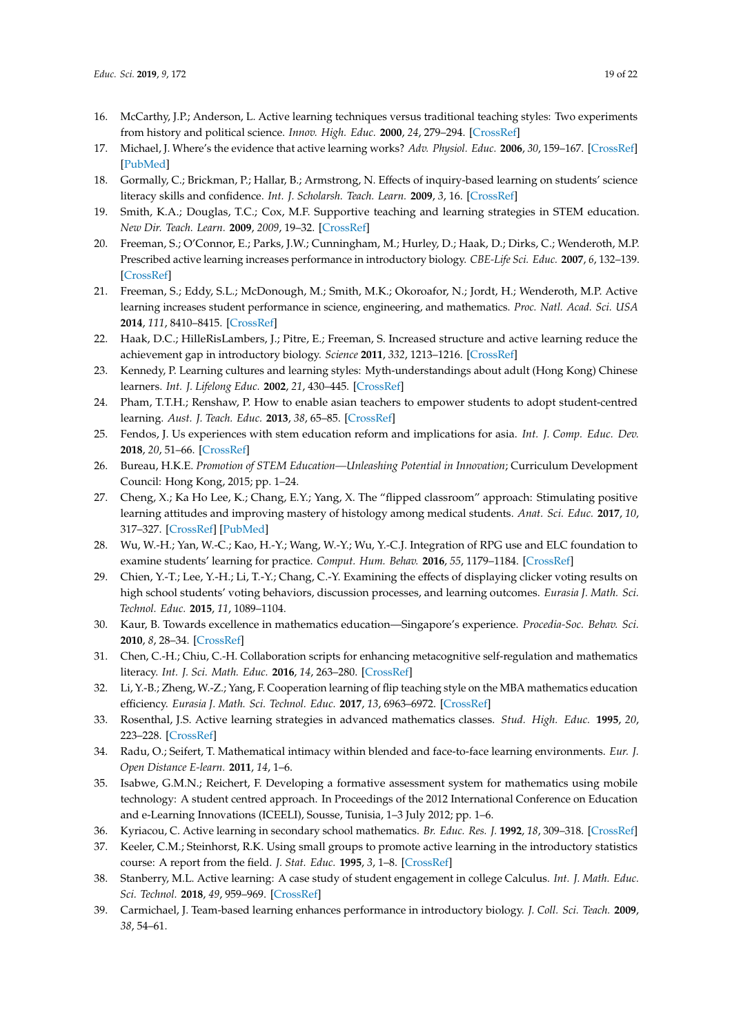16. McCarthy, J.P.; Anderson, L. Active learning techniques versus traditional teaching styles: Two experiments from history and political science. *Innov. High. Educ.* **2000**, *24*, 279–294. [CrossRef]
17. Michael, J. Where's the evidence that active learning works? *Adv. Physiol. Educ.* **2006**, *30*, 159–167. [CrossRef] [PubMed]
18. Gormally, C.; Brickman, P.; Hallar, B.; Armstrong, N. Effects of inquiry-based learning on students' science literacy skills and confidence. *Int. J. Scholarsh. Teach. Learn.* **2009**, *3*, 16. [CrossRef]
19. Smith, K.A.; Douglas, T.C.; Cox, M.F. Supportive teaching and learning strategies in STEM education. *New Dir. Teach. Learn.* **2009**, *2009*, 19–32. [CrossRef]
20. Freeman, S.; O'Connor, E.; Parks, J.W.; Cunningham, M.; Hurley, D.; Haak, D.; Dirks, C.; Wenderoth, M.P. Prescribed active learning increases performance in introductory biology. *CBE-Life Sci. Educ.* **2007**, *6*, 132–139. [CrossRef]
21. Freeman, S.; Eddy, S.L.; McDonough, M.; Smith, M.K.; Okoroafor, N.; Jordt, H.; Wenderoth, M.P. Active learning increases student performance in science, engineering, and mathematics. *Proc. Natl. Acad. Sci. USA* **2014**, *111*, 8410–8415. [CrossRef]
22. Haak, D.C.; HilleRisLambers, J.; Pitre, E.; Freeman, S. Increased structure and active learning reduce the achievement gap in introductory biology. *Science* **2011**, *332*, 1213–1216. [CrossRef]
23. Kennedy, P. Learning cultures and learning styles: Myth-understandings about adult (Hong Kong) Chinese learners. *Int. J. Lifelong Educ.* **2002**, *21*, 430–445. [CrossRef]
24. Pham, T.T.H.; Renshaw, P. How to enable asian teachers to empower students to adopt student-centred learning. *Aust. J. Teach. Educ.* **2013**, *38*, 65–85. [CrossRef]
25. Fendos, J. Us experiences with stem education reform and implications for asia. *Int. J. Comp. Educ. Dev.* **2018**, *20*, 51–66. [CrossRef]
26. Bureau, H.K.E. *Promotion of STEM Education—Unleashing Potential in Innovation*; Curriculum Development Council: Hong Kong, 2015; pp. 1–24.
27. Cheng, X.; Ka Ho Lee, K.; Chang, E.Y.; Yang, X. The "flipped classroom" approach: Stimulating positive learning attitudes and improving mastery of histology among medical students. *Anat. Sci. Educ.* **2017**, *10*, 317–327. [CrossRef] [PubMed]
28. Wu, W.-H.; Yan, W.-C.; Kao, H.-Y.; Wang, W.-Y.; Wu, Y.-C.J. Integration of RPG use and ELC foundation to examine students' learning for practice. *Comput. Hum. Behav.* **2016**, *55*, 1179–1184. [CrossRef]
29. Chien, Y.-T.; Lee, Y.-H.; Li, T.-Y.; Chang, C.-Y. Examining the effects of displaying clicker voting results on high school students' voting behaviors, discussion processes, and learning outcomes. *Eurasia J. Math. Sci. Technol. Educ.* **2015**, *11*, 1089–1104.
30. Kaur, B. Towards excellence in mathematics education—Singapore's experience. *Procedia-Soc. Behav. Sci.* **2010**, *8*, 28–34. [CrossRef]
31. Chen, C.-H.; Chiu, C.-H. Collaboration scripts for enhancing metacognitive self-regulation and mathematics literacy. *Int. J. Sci. Math. Educ.* **2016**, *14*, 263–280. [CrossRef]
32. Li, Y.-B.; Zheng, W.-Z.; Yang, F. Cooperation learning of flip teaching style on the MBA mathematics education efficiency. *Eurasia J. Math. Sci. Technol. Educ.* **2017**, *13*, 6963–6972. [CrossRef]
33. Rosenthal, J.S. Active learning strategies in advanced mathematics classes. *Stud. High. Educ.* **1995**, *20*, 223–228. [CrossRef]
34. Radu, O.; Seifert, T. Mathematical intimacy within blended and face-to-face learning environments. *Eur. J. Open Distance E-learn.* **2011**, *14*, 1–6.
35. Isabwe, G.M.N.; Reichert, F. Developing a formative assessment system for mathematics using mobile technology: A student centred approach. In Proceedings of the 2012 International Conference on Education and e-Learning Innovations (ICEELI), Sousse, Tunisia, 1–3 July 2012; pp. 1–6.
36. Kyriacou, C. Active learning in secondary school mathematics. *Br. Educ. Res. J.* **1992**, *18*, 309–318. [CrossRef]
37. Keeler, C.M.; Steinhorst, R.K. Using small groups to promote active learning in the introductory statistics course: A report from the field. *J. Stat. Educ.* **1995**, *3*, 1–8. [CrossRef]
38. Stanberry, M.L. Active learning: A case study of student engagement in college Calculus. *Int. J. Math. Educ. Sci. Technol.* **2018**, *49*, 959–969. [CrossRef]
39. Carmichael, J. Team-based learning enhances performance in introductory biology. *J. Coll. Sci. Teach.* **2009**, *38*, 54–61.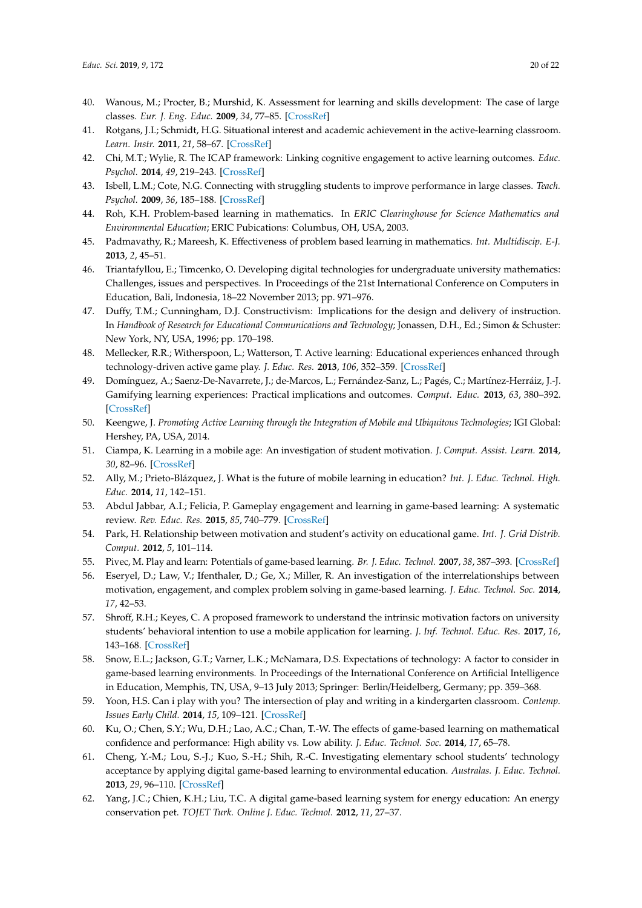40. Wanous, M.; Procter, B.; Murshid, K. Assessment for learning and skills development: The case of large classes. *Eur. J. Eng. Educ.* **2009**, *34*, 77–85. [CrossRef]
41. Rotgans, J.I.; Schmidt, H.G. Situational interest and academic achievement in the active-learning classroom. *Learn. Instr.* **2011**, *21*, 58–67. [CrossRef]
42. Chi, M.T.; Wylie, R. The ICAP framework: Linking cognitive engagement to active learning outcomes. *Educ. Psychol.* **2014**, *49*, 219–243. [CrossRef]
43. Isbell, L.M.; Cote, N.G. Connecting with struggling students to improve performance in large classes. *Teach. Psychol.* **2009**, *36*, 185–188. [CrossRef]
44. Roh, K.H. Problem-based learning in mathematics. In *ERIC Clearinghouse for Science Mathematics and Environmental Education*; ERIC Pubications: Columbus, OH, USA, 2003.
45. Padmavathy, R.; Mareesh, K. Effectiveness of problem based learning in mathematics. *Int. Multidiscip. E-J.* **2013**, *2*, 45–51.
46. Triantafyllou, E.; Timcenko, O. Developing digital technologies for undergraduate university mathematics: Challenges, issues and perspectives. In Proceedings of the 21st International Conference on Computers in Education, Bali, Indonesia, 18–22 November 2013; pp. 971–976.
47. Duffy, T.M.; Cunningham, D.J. Constructivism: Implications for the design and delivery of instruction. In *Handbook of Research for Educational Communications and Technology*; Jonassen, D.H., Ed.; Simon & Schuster: New York, NY, USA, 1996; pp. 170–198.
48. Mellecker, R.R.; Witherspoon, L.; Watterson, T. Active learning: Educational experiences enhanced through technology-driven active game play. *J. Educ. Res.* **2013**, *106*, 352–359. [CrossRef]
49. Domínguez, A.; Saenz-De-Navarrete, J.; de-Marcos, L.; Fernández-Sanz, L.; Pagés, C.; Martínez-Herráiz, J.-J. Gamifying learning experiences: Practical implications and outcomes. *Comput. Educ.* **2013**, *63*, 380–392. [CrossRef]
50. Keengwe, J. *Promoting Active Learning through the Integration of Mobile and Ubiquitous Technologies*; IGI Global: Hershey, PA, USA, 2014.
51. Ciampa, K. Learning in a mobile age: An investigation of student motivation. *J. Comput. Assist. Learn.* **2014**, *30*, 82–96. [CrossRef]
52. Ally, M.; Prieto-Blázquez, J. What is the future of mobile learning in education? *Int. J. Educ. Technol. High. Educ.* **2014**, *11*, 142–151.
53. Abdul Jabbar, A.I.; Felicia, P. Gameplay engagement and learning in game-based learning: A systematic review. *Rev. Educ. Res.* **2015**, *85*, 740–779. [CrossRef]
54. Park, H. Relationship between motivation and student's activity on educational game. *Int. J. Grid Distrib. Comput.* **2012**, *5*, 101–114.
55. Pivec, M. Play and learn: Potentials of game-based learning. *Br. J. Educ. Technol.* **2007**, *38*, 387–393. [CrossRef]
56. Eseryel, D.; Law, V.; Ifenthaler, D.; Ge, X.; Miller, R. An investigation of the interrelationships between motivation, engagement, and complex problem solving in game-based learning. *J. Educ. Technol. Soc.* **2014**, *17*, 42–53.
57. Shroff, R.H.; Keyes, C. A proposed framework to understand the intrinsic motivation factors on university students' behavioral intention to use a mobile application for learning. *J. Inf. Technol. Educ. Res.* **2017**, *16*, 143–168. [CrossRef]
58. Snow, E.L.; Jackson, G.T.; Varner, L.K.; McNamara, D.S. Expectations of technology: A factor to consider in game-based learning environments. In Proceedings of the International Conference on Artificial Intelligence in Education, Memphis, TN, USA, 9–13 July 2013; Springer: Berlin/Heidelberg, Germany; pp. 359–368.
59. Yoon, H.S. Can i play with you? The intersection of play and writing in a kindergarten classroom. *Contemp. Issues Early Child.* **2014**, *15*, 109–121. [CrossRef]
60. Ku, O.; Chen, S.Y.; Wu, D.H.; Lao, A.C.; Chan, T.-W. The effects of game-based learning on mathematical confidence and performance: High ability vs. Low ability. *J. Educ. Technol. Soc.* **2014**, *17*, 65–78.
61. Cheng, Y.-M.; Lou, S.-J.; Kuo, S.-H.; Shih, R.-C. Investigating elementary school students' technology acceptance by applying digital game-based learning to environmental education. *Australas. J. Educ. Technol.* **2013**, *29*, 96–110. [CrossRef]
62. Yang, J.C.; Chien, K.H.; Liu, T.C. A digital game-based learning system for energy education: An energy conservation pet. *TOJET Turk. Online J. Educ. Technol.* **2012**, *11*, 27–37.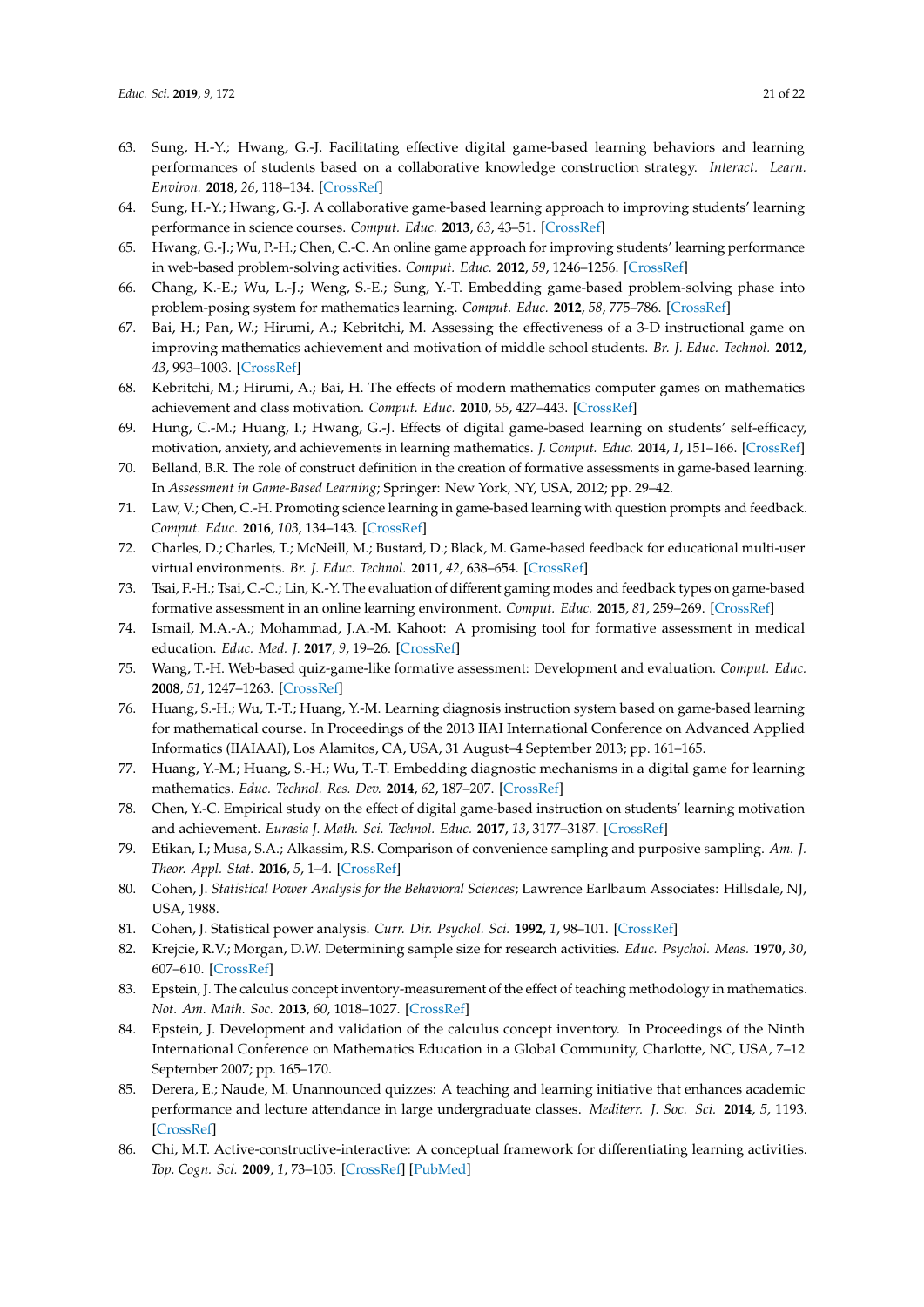63. Sung, H.-Y.; Hwang, G.-J. Facilitating effective digital game-based learning behaviors and learning performances of students based on a collaborative knowledge construction strategy. *Interact. Learn. Environ.* **2018**, *26*, 118–134. [CrossRef]
64. Sung, H.-Y.; Hwang, G.-J. A collaborative game-based learning approach to improving students' learning performance in science courses. *Comput. Educ.* **2013**, *63*, 43–51. [CrossRef]
65. Hwang, G.-J.; Wu, P.-H.; Chen, C.-C. An online game approach for improving students' learning performance in web-based problem-solving activities. *Comput. Educ.* **2012**, *59*, 1246–1256. [CrossRef]
66. Chang, K.-E.; Wu, L.-J.; Weng, S.-E.; Sung, Y.-T. Embedding game-based problem-solving phase into problem-posing system for mathematics learning. *Comput. Educ.* **2012**, *58*, 775–786. [CrossRef]
67. Bai, H.; Pan, W.; Hirumi, A.; Kebritchi, M. Assessing the effectiveness of a 3-D instructional game on improving mathematics achievement and motivation of middle school students. *Br. J. Educ. Technol.* **2012**, *43*, 993–1003. [CrossRef]
68. Kebritchi, M.; Hirumi, A.; Bai, H. The effects of modern mathematics computer games on mathematics achievement and class motivation. *Comput. Educ.* **2010**, *55*, 427–443. [CrossRef]
69. Hung, C.-M.; Huang, I.; Hwang, G.-J. Effects of digital game-based learning on students' self-efficacy, motivation, anxiety, and achievements in learning mathematics. *J. Comput. Educ.* **2014**, *1*, 151–166. [CrossRef]
70. Belland, B.R. The role of construct definition in the creation of formative assessments in game-based learning. In *Assessment in Game-Based Learning*; Springer: New York, NY, USA, 2012; pp. 29–42.
71. Law, V.; Chen, C.-H. Promoting science learning in game-based learning with question prompts and feedback. *Comput. Educ.* **2016**, *103*, 134–143. [CrossRef]
72. Charles, D.; Charles, T.; McNeill, M.; Bustard, D.; Black, M. Game-based feedback for educational multi-user virtual environments. *Br. J. Educ. Technol.* **2011**, *42*, 638–654. [CrossRef]
73. Tsai, F.-H.; Tsai, C.-C.; Lin, K.-Y. The evaluation of different gaming modes and feedback types on game-based formative assessment in an online learning environment. *Comput. Educ.* **2015**, *81*, 259–269. [CrossRef]
74. Ismail, M.A.-A.; Mohammad, J.A.-M. Kahoot: A promising tool for formative assessment in medical education. *Educ. Med. J.* **2017**, *9*, 19–26. [CrossRef]
75. Wang, T.-H. Web-based quiz-game-like formative assessment: Development and evaluation. *Comput. Educ.* **2008**, *51*, 1247–1263. [CrossRef]
76. Huang, S.-H.; Wu, T.-T.; Huang, Y.-M. Learning diagnosis instruction system based on game-based learning for mathematical course. In Proceedings of the 2013 IIAI International Conference on Advanced Applied Informatics (IIAIAAI), Los Alamitos, CA, USA, 31 August–4 September 2013; pp. 161–165.
77. Huang, Y.-M.; Huang, S.-H.; Wu, T.-T. Embedding diagnostic mechanisms in a digital game for learning mathematics. *Educ. Technol. Res. Dev.* **2014**, *62*, 187–207. [CrossRef]
78. Chen, Y.-C. Empirical study on the effect of digital game-based instruction on students' learning motivation and achievement. *Eurasia J. Math. Sci. Technol. Educ.* **2017**, *13*, 3177–3187. [CrossRef]
79. Etikan, I.; Musa, S.A.; Alkassim, R.S. Comparison of convenience sampling and purposive sampling. *Am. J. Theor. Appl. Stat.* **2016**, *5*, 1–4. [CrossRef]
80. Cohen, J. *Statistical Power Analysis for the Behavioral Sciences*; Lawrence Earlbaum Associates: Hillsdale, NJ, USA, 1988.
81. Cohen, J. Statistical power analysis. *Curr. Dir. Psychol. Sci.* **1992**, *1*, 98–101. [CrossRef]
82. Krejcie, R.V.; Morgan, D.W. Determining sample size for research activities. *Educ. Psychol. Meas.* **1970**, *30*, 607–610. [CrossRef]
83. Epstein, J. The calculus concept inventory-measurement of the effect of teaching methodology in mathematics. *Not. Am. Math. Soc.* **2013**, *60*, 1018–1027. [CrossRef]
84. Epstein, J. Development and validation of the calculus concept inventory. In Proceedings of the Ninth International Conference on Mathematics Education in a Global Community, Charlotte, NC, USA, 7–12 September 2007; pp. 165–170.
85. Derera, E.; Naude, M. Unannounced quizzes: A teaching and learning initiative that enhances academic performance and lecture attendance in large undergraduate classes. *Mediterr. J. Soc. Sci.* **2014**, *5*, 1193. [CrossRef]
86. Chi, M.T. Active-constructive-interactive: A conceptual framework for differentiating learning activities. *Top. Cogn. Sci.* **2009**, *1*, 73–105. [CrossRef] [PubMed]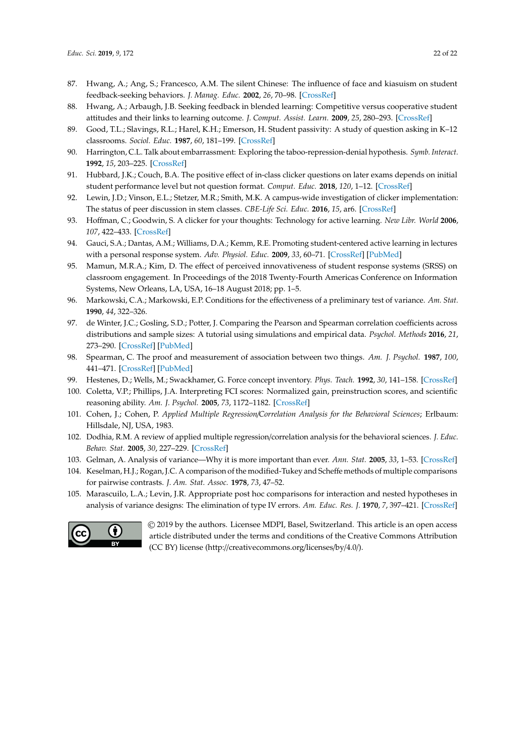87. Hwang, A.; Ang, S.; Francesco, A.M. The silent Chinese: The influence of face and kiasuism on student feedback-seeking behaviors. *J. Manag. Educ.* **2002**, *26*, 70–98. [CrossRef]
88. Hwang, A.; Arbaugh, J.B. Seeking feedback in blended learning: Competitive versus cooperative student attitudes and their links to learning outcome. *J. Comput. Assist. Learn.* **2009**, *25*, 280–293. [CrossRef]
89. Good, T.L.; Slavings, R.L.; Harel, K.H.; Emerson, H. Student passivity: A study of question asking in K–12 classrooms. *Sociol. Educ.* **1987**, *60*, 181–199. [CrossRef]
90. Harrington, C.L. Talk about embarrassment: Exploring the taboo-repression-denial hypothesis. *Symb. Interact.* **1992**, *15*, 203–225. [CrossRef]
91. Hubbard, J.K.; Couch, B.A. The positive effect of in-class clicker questions on later exams depends on initial student performance level but not question format. *Comput. Educ.* **2018**, *120*, 1–12. [CrossRef]
92. Lewin, J.D.; Vinson, E.L.; Stetzer, M.R.; Smith, M.K. A campus-wide investigation of clicker implementation: The status of peer discussion in stem classes. *CBE-Life Sci. Educ.* **2016**, *15*, ar6. [CrossRef]
93. Hoffman, C.; Goodwin, S. A clicker for your thoughts: Technology for active learning. *New Libr. World* **2006**, *107*, 422–433. [CrossRef]
94. Gauci, S.A.; Dantas, A.M.; Williams, D.A.; Kemm, R.E. Promoting student-centered active learning in lectures with a personal response system. *Adv. Physiol. Educ.* **2009**, *33*, 60–71. [CrossRef] [PubMed]
95. Mamun, M.R.A.; Kim, D. The effect of perceived innovativeness of student response systems (SRSS) on classroom engagement. In Proceedings of the 2018 Twenty-Fourth Americas Conference on Information Systems, New Orleans, LA, USA, 16–18 August 2018; pp. 1–5.
96. Markowski, C.A.; Markowski, E.P. Conditions for the effectiveness of a preliminary test of variance. *Am. Stat.* **1990**, *44*, 322–326.
97. de Winter, J.C.; Gosling, S.D.; Potter, J. Comparing the Pearson and Spearman correlation coefficients across distributions and sample sizes: A tutorial using simulations and empirical data. *Psychol. Methods* **2016**, *21*, 273–290. [CrossRef] [PubMed]
98. Spearman, C. The proof and measurement of association between two things. *Am. J. Psychol.* **1987**, *100*, 441–471. [CrossRef] [PubMed]
99. Hestenes, D.; Wells, M.; Swackhamer, G. Force concept inventory. *Phys. Teach.* **1992**, *30*, 141–158. [CrossRef]
100. Coletta, V.P.; Phillips, J.A. Interpreting FCI scores: Normalized gain, preinstruction scores, and scientific reasoning ability. *Am. J. Psychol.* **2005**, *73*, 1172–1182. [CrossRef]
101. Cohen, J.; Cohen, P. *Applied Multiple Regression/Correlation Analysis for the Behavioral Sciences*; Erlbaum: Hillsdale, NJ, USA, 1983.
102. Dodhia, R.M. A review of applied multiple regression/correlation analysis for the behavioral sciences. *J. Educ. Behav. Stat.* **2005**, *30*, 227–229. [CrossRef]
103. Gelman, A. Analysis of variance—Why it is more important than ever. *Ann. Stat.* **2005**, *33*, 1–53. [CrossRef]
104. Keselman, H.J.; Rogan, J.C. A comparison of the modified-Tukey and Scheffe methods of multiple comparisons for pairwise contrasts. *J. Am. Stat. Assoc.* **1978**, *73*, 47–52.
105. Marascuilo, L.A.; Levin, J.R. Appropriate post hoc comparisons for interaction and nested hypotheses in analysis of variance designs: The elimination of type IV errors. *Am. Educ. Res. J.* **1970**, *7*, 397–421. [CrossRef]

© 2019 by the authors. Licensee MDPI, Basel, Switzerland. This article is an open access article distributed under the terms and conditions of the Creative Commons Attribution (CC BY) license (http://creativecommons.org/licenses/by/4.0/).